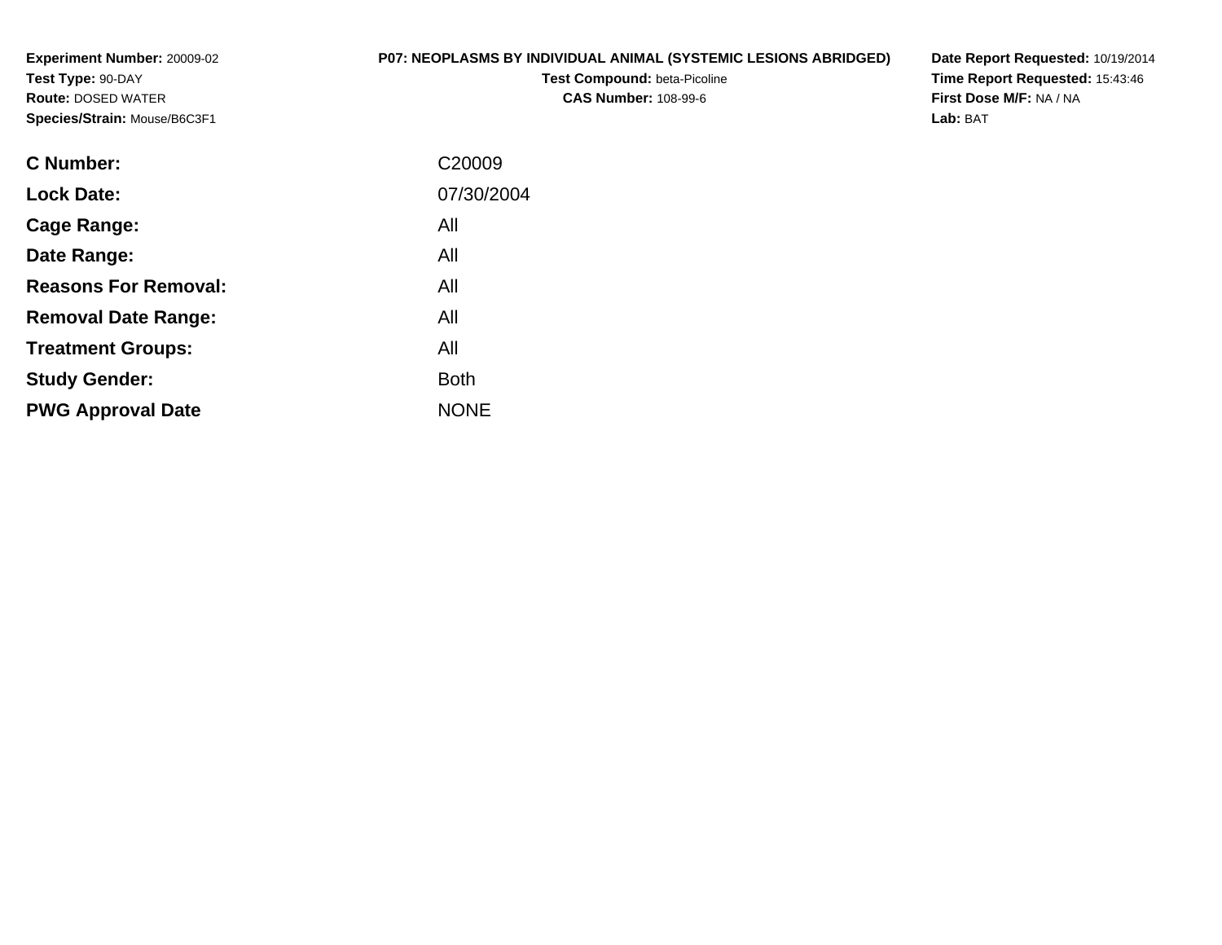**Experiment Number:** 20009-02
**Test Type:** 90-DAY
**Route:** DOSED WATER
**Species/Strain:** Mouse/B6C3F1

**P07: NEOPLASMS BY INDIVIDUAL ANIMAL (SYSTEMIC LESIONS ABRIDGED)**
**Test Compound:** beta-Picoline
**CAS Number:** 108-99-6

**Date Report Requested:** 10/19/2014
**Time Report Requested:** 15:43:46
**First Dose M/F:** NA / NA
**Lab:** BAT

| | |
|---|---|
| **C Number:** | C20009 |
| **Lock Date:** | 07/30/2004 |
| **Cage Range:** | All |
| **Date Range:** | All |
| **Reasons For Removal:** | All |
| **Removal Date Range:** | All |
| **Treatment Groups:** | All |
| **Study Gender:** | Both |
| **PWG Approval Date** | NONE |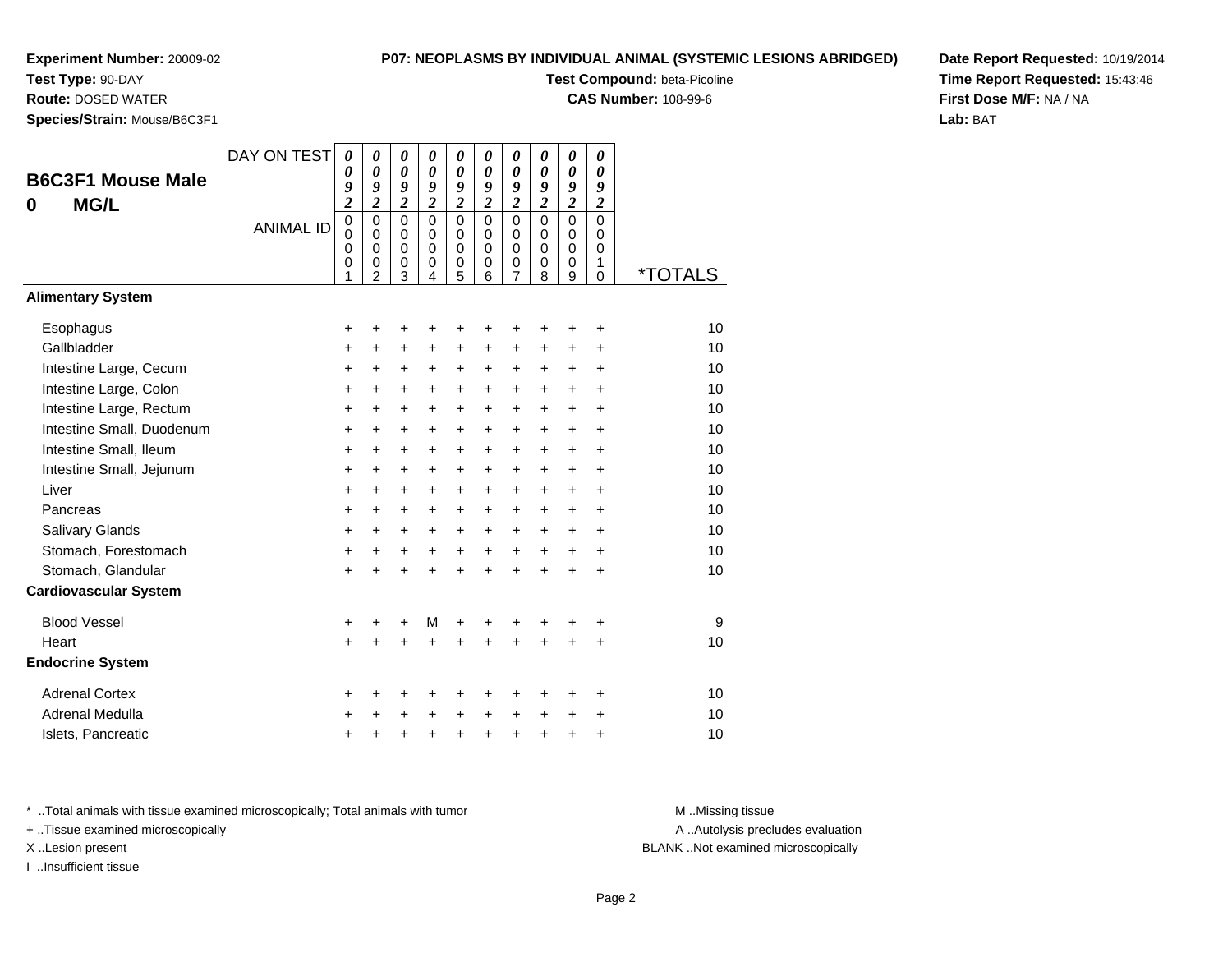**Experiment Number:** 20009-02
**Test Type:** 90-DAY
**Route:** DOSED WATER
**Species/Strain:** Mouse/B6C3F1

**P07: NEOPLASMS BY INDIVIDUAL ANIMAL (SYSTEMIC LESIONS ABRIDGED)**
**Test Compound:** beta-Picoline
**CAS Number:** 108-99-6

**Date Report Requested:** 10/19/2014
**Time Report Requested:** 15:43:46
**First Dose M/F:** NA / NA
**Lab:** BAT

## B6C3F1 Mouse Male
## 0 MG/L

| DAY ON TEST | 0092 | 0092 | 0092 | 0092 | 0092 | 0092 | 0092 | 0092 | 0092 | 0092 | |
|---|---|---|---|---|---|---|---|---|---|---|---|
| ANIMAL ID | 00001 | 00002 | 00003 | 00004 | 00005 | 00006 | 00007 | 00008 | 00009 | 00010 | *TOTALS |
| **Alimentary System** | | | | | | | | | | | |
| Esophagus | + | + | + | + | + | + | + | + | + | + | 10 |
| Gallbladder | + | + | + | + | + | + | + | + | + | + | 10 |
| Intestine Large, Cecum | + | + | + | + | + | + | + | + | + | + | 10 |
| Intestine Large, Colon | + | + | + | + | + | + | + | + | + | + | 10 |
| Intestine Large, Rectum | + | + | + | + | + | + | + | + | + | + | 10 |
| Intestine Small, Duodenum | + | + | + | + | + | + | + | + | + | + | 10 |
| Intestine Small, Ileum | + | + | + | + | + | + | + | + | + | + | 10 |
| Intestine Small, Jejunum | + | + | + | + | + | + | + | + | + | + | 10 |
| Liver | + | + | + | + | + | + | + | + | + | + | 10 |
| Pancreas | + | + | + | + | + | + | + | + | + | + | 10 |
| Salivary Glands | + | + | + | + | + | + | + | + | + | + | 10 |
| Stomach, Forestomach | + | + | + | + | + | + | + | + | + | + | 10 |
| Stomach, Glandular | + | + | + | + | + | + | + | + | + | + | 10 |
| **Cardiovascular System** | | | | | | | | | | | |
| Blood Vessel | + | + | + | M | + | + | + | + | + | + | 9 |
| Heart | + | + | + | + | + | + | + | + | + | + | 10 |
| **Endocrine System** | | | | | | | | | | | |
| Adrenal Cortex | + | + | + | + | + | + | + | + | + | + | 10 |
| Adrenal Medulla | + | + | + | + | + | + | + | + | + | + | 10 |
| Islets, Pancreatic | + | + | + | + | + | + | + | + | + | + | 10 |

\* ..Total animals with tissue examined microscopically; Total animals with tumor
+ ..Tissue examined microscopically
X ..Lesion present
I ..Insufficient tissue

M ..Missing tissue
A ..Autolysis precludes evaluation
BLANK ..Not examined microscopically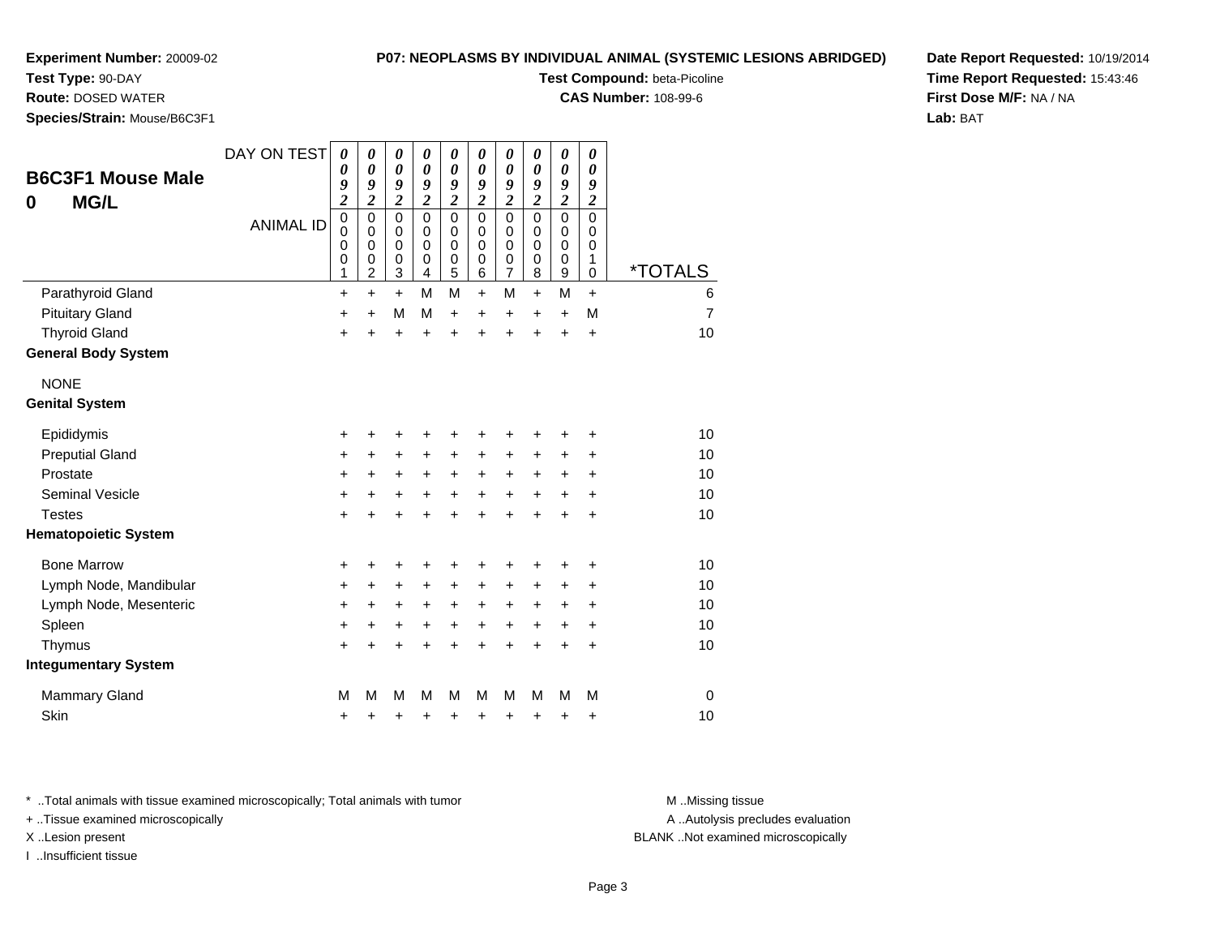**Experiment Number:** 20009-02
**Test Type:** 90-DAY
**Route:** DOSED WATER
**Species/Strain:** Mouse/B6C3F1

**P07: NEOPLASMS BY INDIVIDUAL ANIMAL (SYSTEMIC LESIONS ABRIDGED)**
**Test Compound:** beta-Picoline
**CAS Number:** 108-99-6

**Date Report Requested:** 10/19/2014
**Time Report Requested:** 15:43:46
**First Dose M/F:** NA / NA
**Lab:** BAT

## B6C3F1 Mouse Male 0 MG/L

| DAY ON TEST | 0092 | 0092 | 0092 | 0092 | 0092 | 0092 | 0092 | 0092 | 0092 | 0092 | |
|---|---|---|---|---|---|---|---|---|---|---|---|
| **ANIMAL ID** | 00001 | 00002 | 00003 | 00004 | 00005 | 00006 | 00007 | 00008 | 00009 | 00010 | ***TOTALS** |
| Parathyroid Gland | + | + | + | M | M | + | M | + | M | + | 6 |
| Pituitary Gland | + | + | M | M | + | + | + | + | + | M | 7 |
| Thyroid Gland | + | + | + | + | + | + | + | + | + | + | 10 |
| **General Body System** | | | | | | | | | | | |
| NONE | | | | | | | | | | | |
| **Genital System** | | | | | | | | | | | |
| Epididymis | + | + | + | + | + | + | + | + | + | + | 10 |
| Preputial Gland | + | + | + | + | + | + | + | + | + | + | 10 |
| Prostate | + | + | + | + | + | + | + | + | + | + | 10 |
| Seminal Vesicle | + | + | + | + | + | + | + | + | + | + | 10 |
| Testes | + | + | + | + | + | + | + | + | + | + | 10 |
| **Hematopoietic System** | | | | | | | | | | | |
| Bone Marrow | + | + | + | + | + | + | + | + | + | + | 10 |
| Lymph Node, Mandibular | + | + | + | + | + | + | + | + | + | + | 10 |
| Lymph Node, Mesenteric | + | + | + | + | + | + | + | + | + | + | 10 |
| Spleen | + | + | + | + | + | + | + | + | + | + | 10 |
| Thymus | + | + | + | + | + | + | + | + | + | + | 10 |
| **Integumentary System** | | | | | | | | | | | |
| Mammary Gland | M | M | M | M | M | M | M | M | M | M | 0 |
| Skin | + | + | + | + | + | + | + | + | + | + | 10 |

\* ..Total animals with tissue examined microscopically; Total animals with tumor
\+ ..Tissue examined microscopically
X ..Lesion present
I ..Insufficient tissue

M ..Missing tissue
A ..Autolysis precludes evaluation
BLANK ..Not examined microscopically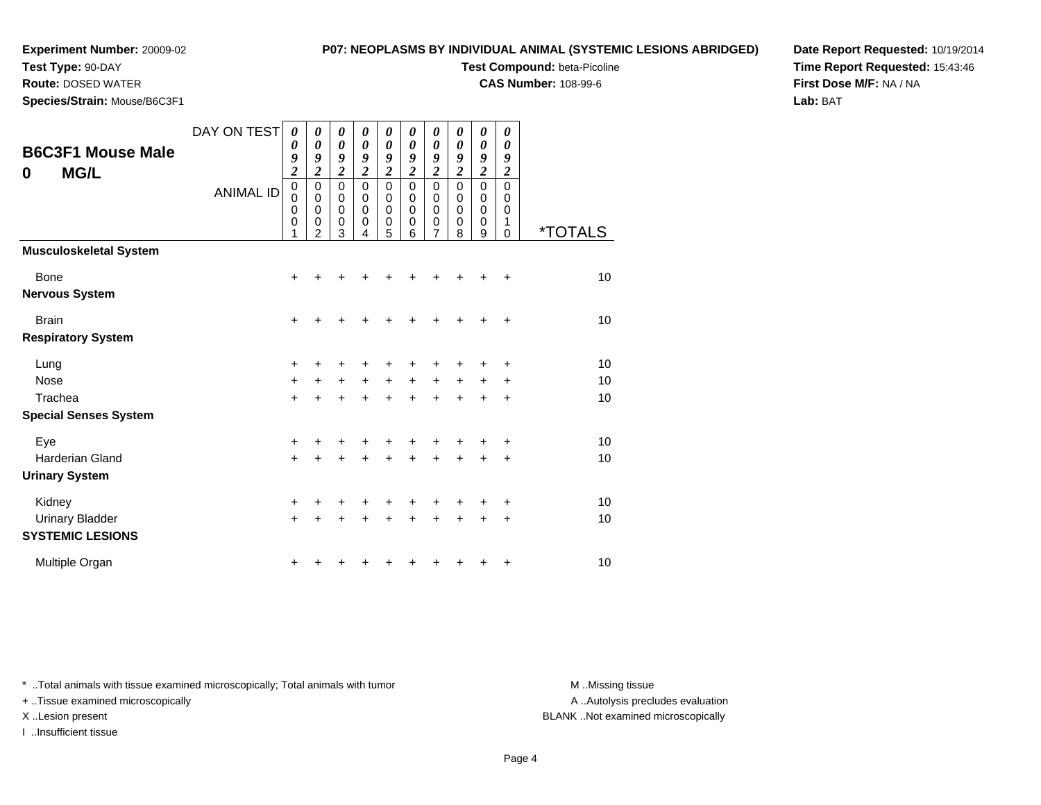**Experiment Number:** 20009-02
**Test Type:** 90-DAY
**Route:** DOSED WATER
**Species/Strain:** Mouse/B6C3F1

**P07: NEOPLASMS BY INDIVIDUAL ANIMAL (SYSTEMIC LESIONS ABRIDGED)**
**Test Compound:** beta-Picoline
**CAS Number:** 108-99-6

**Date Report Requested:** 10/19/2014
**Time Report Requested:** 15:43:46
**First Dose M/F:** NA / NA
**Lab:** BAT

## B6C3F1 Mouse Male
## 0 MG/L

| DAY ON TEST | 0092 | 0092 | 0092 | 0092 | 0092 | 0092 | 0092 | 0092 | 0092 | 0092 | |
|---|---|---|---|---|---|---|---|---|---|---|---|
| ANIMAL ID | 00001 | 00002 | 00003 | 00004 | 00005 | 00006 | 00007 | 00008 | 00009 | 00010 | *TOTALS |
| **Musculoskeletal System** | | | | | | | | | | | |
| Bone | + | + | + | + | + | + | + | + | + | + | 10 |
| **Nervous System** | | | | | | | | | | | |
| Brain | + | + | + | + | + | + | + | + | + | + | 10 |
| **Respiratory System** | | | | | | | | | | | |
| Lung | + | + | + | + | + | + | + | + | + | + | 10 |
| Nose | + | + | + | + | + | + | + | + | + | + | 10 |
| Trachea | + | + | + | + | + | + | + | + | + | + | 10 |
| **Special Senses System** | | | | | | | | | | | |
| Eye | + | + | + | + | + | + | + | + | + | + | 10 |
| Harderian Gland | + | + | + | + | + | + | + | + | + | + | 10 |
| **Urinary System** | | | | | | | | | | | |
| Kidney | + | + | + | + | + | + | + | + | + | + | 10 |
| Urinary Bladder | + | + | + | + | + | + | + | + | + | + | 10 |
| **SYSTEMIC LESIONS** | | | | | | | | | | | |
| Multiple Organ | + | + | + | + | + | + | + | + | + | + | 10 |

* ..Total animals with tissue examined microscopically; Total animals with tumor
+ ..Tissue examined microscopically
X ..Lesion present
I ..Insufficient tissue

M ..Missing tissue
A ..Autolysis precludes evaluation
BLANK ..Not examined microscopically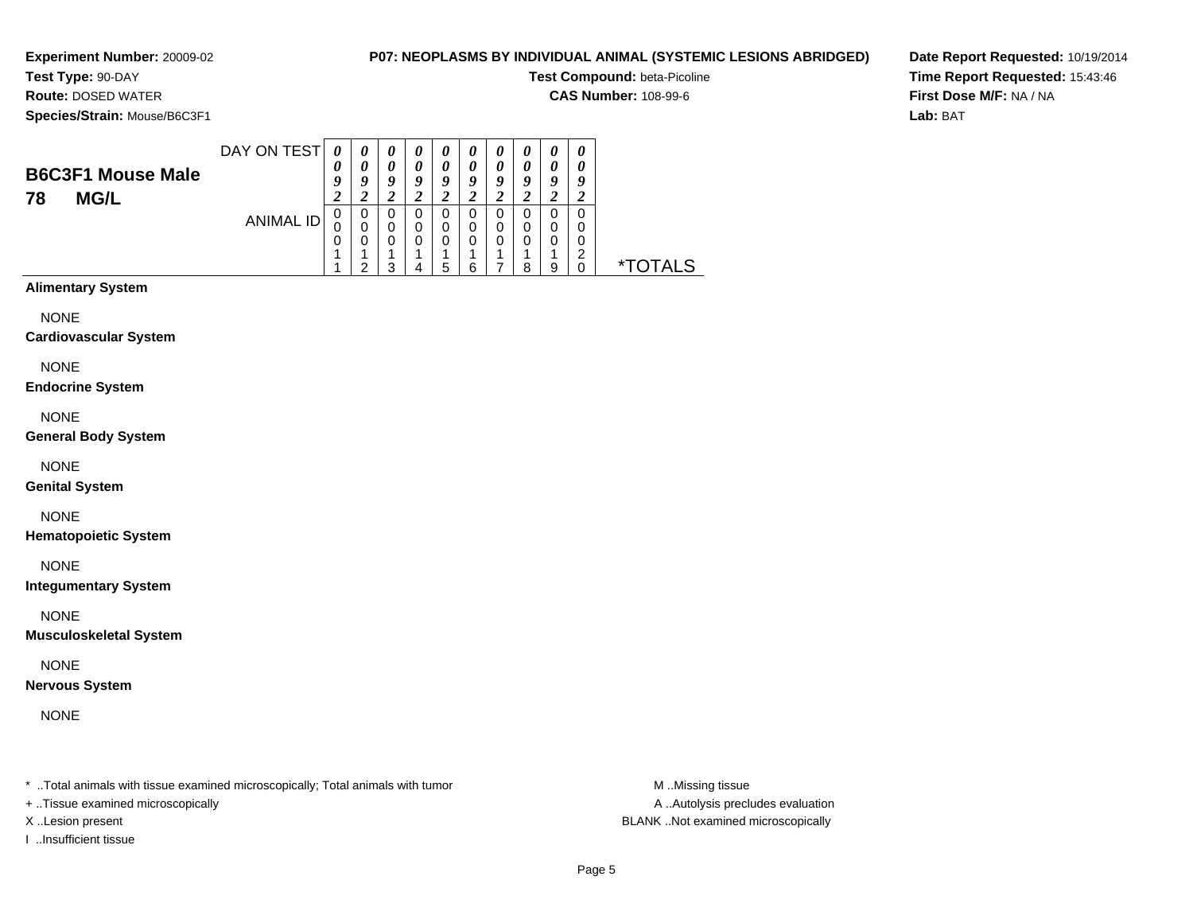**Experiment Number:** 20009-02
**Test Type:** 90-DAY
**Route:** DOSED WATER
**Species/Strain:** Mouse/B6C3F1

**P07: NEOPLASMS BY INDIVIDUAL ANIMAL (SYSTEMIC LESIONS ABRIDGED)**
**Test Compound:** beta-Picoline
**CAS Number:** 108-99-6

**Date Report Requested:** 10/19/2014
**Time Report Requested:** 15:43:46
**First Dose M/F:** NA / NA
**Lab:** BAT

## B6C3F1 Mouse Male
## 78 MG/L

| DAY ON TEST | 0092 | 0092 | 0092 | 0092 | 0092 | 0092 | 0092 | 0092 | 0092 | 0092 | |
|---|---|---|---|---|---|---|---|---|---|---|---|
| ANIMAL ID | 00011 | 00012 | 00013 | 00014 | 00015 | 00016 | 00017 | 00018 | 00019 | 00020 | *TOTALS |
| **Alimentary System** | | | | | | | | | | | |
| NONE | | | | | | | | | | | |
| **Cardiovascular System** | | | | | | | | | | | |
| NONE | | | | | | | | | | | |
| **Endocrine System** | | | | | | | | | | | |
| NONE | | | | | | | | | | | |
| **General Body System** | | | | | | | | | | | |
| NONE | | | | | | | | | | | |
| **Genital System** | | | | | | | | | | | |
| NONE | | | | | | | | | | | |
| **Hematopoietic System** | | | | | | | | | | | |
| NONE | | | | | | | | | | | |
| **Integumentary System** | | | | | | | | | | | |
| NONE | | | | | | | | | | | |
| **Musculoskeletal System** | | | | | | | | | | | |
| NONE | | | | | | | | | | | |
| **Nervous System** | | | | | | | | | | | |
| NONE | | | | | | | | | | | |

* ..Total animals with tissue examined microscopically; Total animals with tumor
+ ..Tissue examined microscopically
X ..Lesion present
I ..Insufficient tissue

M ..Missing tissue
A ..Autolysis precludes evaluation
BLANK ..Not examined microscopically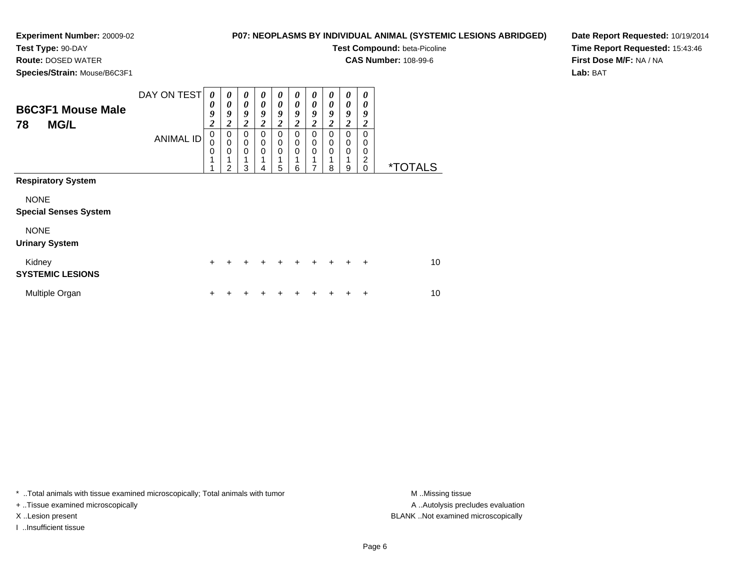**Experiment Number:** 20009-02
**Test Type:** 90-DAY
**Route:** DOSED WATER
**Species/Strain:** Mouse/B6C3F1

**P07: NEOPLASMS BY INDIVIDUAL ANIMAL (SYSTEMIC LESIONS ABRIDGED)**

**Test Compound:** beta-Picoline
**CAS Number:** 108-99-6

**Date Report Requested:** 10/19/2014
**Time Report Requested:** 15:43:46
**First Dose M/F:** NA / NA
**Lab:** BAT

## B6C3F1 Mouse Male 78 MG/L

| DAY ON TEST | 0092 | 0092 | 0092 | 0092 | 0092 | 0092 | 0092 | 0092 | 0092 | 0092 | |
|---|---|---|---|---|---|---|---|---|---|---|---|
| ANIMAL ID | 00011 | 00012 | 00013 | 00014 | 00015 | 00016 | 00017 | 00018 | 00019 | 00020 | *TOTALS |
| **Respiratory System** | | | | | | | | | | | |
| NONE | | | | | | | | | | | |
| **Special Senses System** | | | | | | | | | | | |
| NONE | | | | | | | | | | | |
| **Urinary System** | | | | | | | | | | | |
| Kidney | + | + | + | + | + | + | + | + | + | + | 10 |
| **SYSTEMIC LESIONS** | | | | | | | | | | | |
| Multiple Organ | + | + | + | + | + | + | + | + | + | + | 10 |

* ..Total animals with tissue examined microscopically; Total animals with tumor
+ ..Tissue examined microscopically
X ..Lesion present
I ..Insufficient tissue

M ..Missing tissue
A ..Autolysis precludes evaluation
BLANK ..Not examined microscopically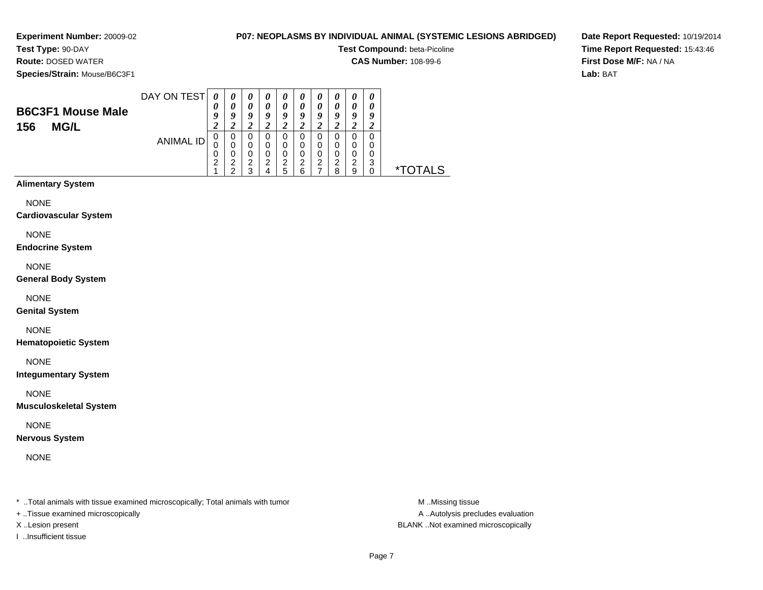**Experiment Number:** 20009-02
**Test Type:** 90-DAY
**Route:** DOSED WATER
**Species/Strain:** Mouse/B6C3F1

**P07: NEOPLASMS BY INDIVIDUAL ANIMAL (SYSTEMIC LESIONS ABRIDGED)**
**Test Compound:** beta-Picoline
**CAS Number:** 108-99-6

**Date Report Requested:** 10/19/2014
**Time Report Requested:** 15:43:46
**First Dose M/F:** NA / NA
**Lab:** BAT

## B6C3F1 Mouse Male 156 MG/L

| DAY ON TEST | 0092 | 0092 | 0092 | 0092 | 0092 | 0092 | 0092 | 0092 | 0092 | 0092 | |
|---|---|---|---|---|---|---|---|---|---|---|---|
| ANIMAL ID | 00021 | 00022 | 00023 | 00024 | 00025 | 00026 | 00027 | 00028 | 00029 | 00030 | *TOTALS |
| **Alimentary System** | | | | | | | | | | | |
| NONE | | | | | | | | | | | |
| **Cardiovascular System** | | | | | | | | | | | |
| NONE | | | | | | | | | | | |
| **Endocrine System** | | | | | | | | | | | |
| NONE | | | | | | | | | | | |
| **General Body System** | | | | | | | | | | | |
| NONE | | | | | | | | | | | |
| **Genital System** | | | | | | | | | | | |
| NONE | | | | | | | | | | | |
| **Hematopoietic System** | | | | | | | | | | | |
| NONE | | | | | | | | | | | |
| **Integumentary System** | | | | | | | | | | | |
| NONE | | | | | | | | | | | |
| **Musculoskeletal System** | | | | | | | | | | | |
| NONE | | | | | | | | | | | |
| **Nervous System** | | | | | | | | | | | |
| NONE | | | | | | | | | | | |

* ..Total animals with tissue examined microscopically; Total animals with tumor
+ ..Tissue examined microscopically
X ..Lesion present
I ..Insufficient tissue

M ..Missing tissue
A ..Autolysis precludes evaluation
BLANK ..Not examined microscopically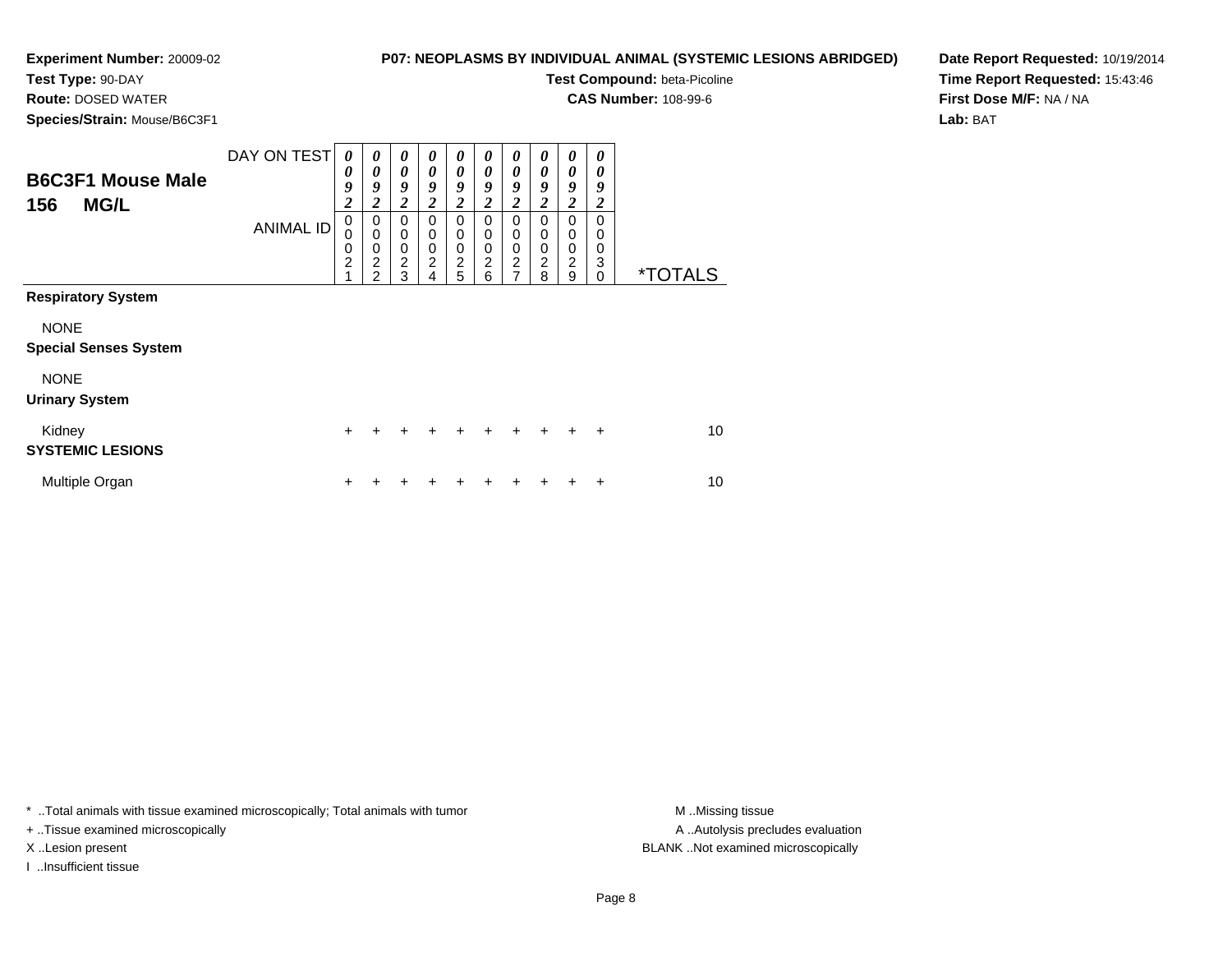**Experiment Number:** 20009-02
**Test Type:** 90-DAY
**Route:** DOSED WATER
**Species/Strain:** Mouse/B6C3F1

**P07: NEOPLASMS BY INDIVIDUAL ANIMAL (SYSTEMIC LESIONS ABRIDGED)**
**Test Compound:** beta-Picoline
**CAS Number:** 108-99-6

**Date Report Requested:** 10/19/2014
**Time Report Requested:** 15:43:46
**First Dose M/F:** NA / NA
**Lab:** BAT

## B6C3F1 Mouse Male 156 MG/L

| DAY ON TEST | 0092 | 0092 | 0092 | 0092 | 0092 | 0092 | 0092 | 0092 | 0092 | 0092 | |
|---|---|---|---|---|---|---|---|---|---|---|---|
| ANIMAL ID | 00021 | 00022 | 00023 | 00024 | 00025 | 00026 | 00027 | 00028 | 00029 | 00030 | *TOTALS |
| **Respiratory System** | | | | | | | | | | | |
| NONE | | | | | | | | | | | |
| **Special Senses System** | | | | | | | | | | | |
| NONE | | | | | | | | | | | |
| **Urinary System** | | | | | | | | | | | |
| Kidney | + | + | + | + | + | + | + | + | + | + | 10 |
| **SYSTEMIC LESIONS** | | | | | | | | | | | |
| Multiple Organ | + | + | + | + | + | + | + | + | + | + | 10 |

* ..Total animals with tissue examined microscopically; Total animals with tumor
+ ..Tissue examined microscopically
X ..Lesion present
I ..Insufficient tissue

M ..Missing tissue
A ..Autolysis precludes evaluation
BLANK ..Not examined microscopically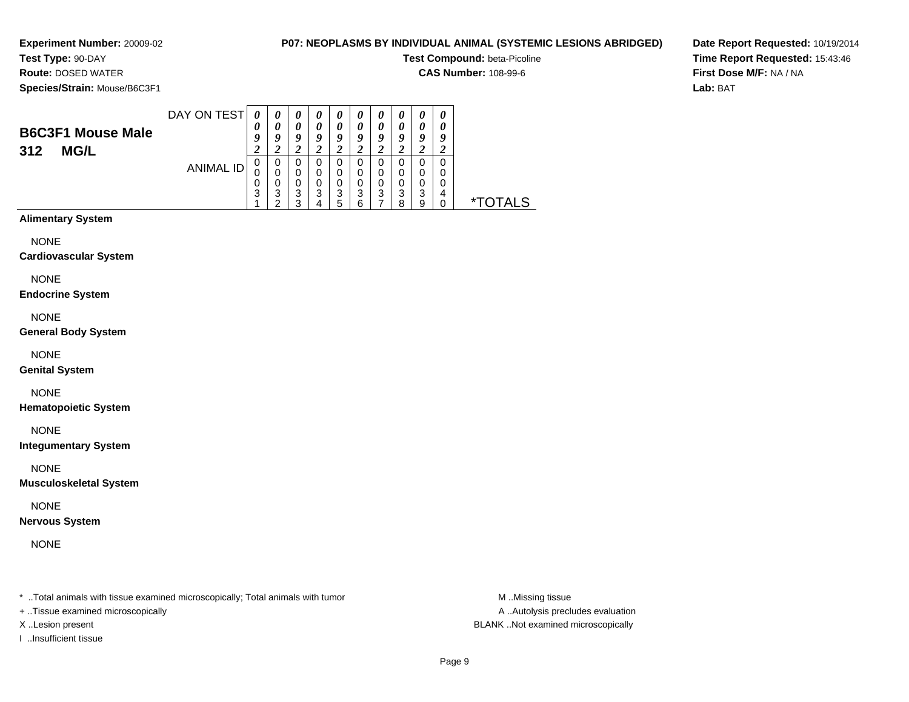**Experiment Number:** 20009-02
**Test Type:** 90-DAY
**Route:** DOSED WATER
**Species/Strain:** Mouse/B6C3F1

**P07: NEOPLASMS BY INDIVIDUAL ANIMAL (SYSTEMIC LESIONS ABRIDGED)**
**Test Compound:** beta-Picoline
**CAS Number:** 108-99-6

**Date Report Requested:** 10/19/2014
**Time Report Requested:** 15:43:46
**First Dose M/F:** NA / NA
**Lab:** BAT

## B6C3F1 Mouse Male 312 MG/L

| DAY ON TEST | 0092 | 0092 | 0092 | 0092 | 0092 | 0092 | 0092 | 0092 | 0092 | 0092 | |
|---|---|---|---|---|---|---|---|---|---|---|---|
| ANIMAL ID | 00031 | 00032 | 00033 | 00034 | 00035 | 00036 | 00037 | 00038 | 00039 | 00040 | *TOTALS |
| **Alimentary System** | | | | | | | | | | | |
| NONE | | | | | | | | | | | |
| **Cardiovascular System** | | | | | | | | | | | |
| NONE | | | | | | | | | | | |
| **Endocrine System** | | | | | | | | | | | |
| NONE | | | | | | | | | | | |
| **General Body System** | | | | | | | | | | | |
| NONE | | | | | | | | | | | |
| **Genital System** | | | | | | | | | | | |
| NONE | | | | | | | | | | | |
| **Hematopoietic System** | | | | | | | | | | | |
| NONE | | | | | | | | | | | |
| **Integumentary System** | | | | | | | | | | | |
| NONE | | | | | | | | | | | |
| **Musculoskeletal System** | | | | | | | | | | | |
| NONE | | | | | | | | | | | |
| **Nervous System** | | | | | | | | | | | |
| NONE | | | | | | | | | | | |

* ..Total animals with tissue examined microscopically; Total animals with tumor
+ ..Tissue examined microscopically
X ..Lesion present
I ..Insufficient tissue

M ..Missing tissue
A ..Autolysis precludes evaluation
BLANK ..Not examined microscopically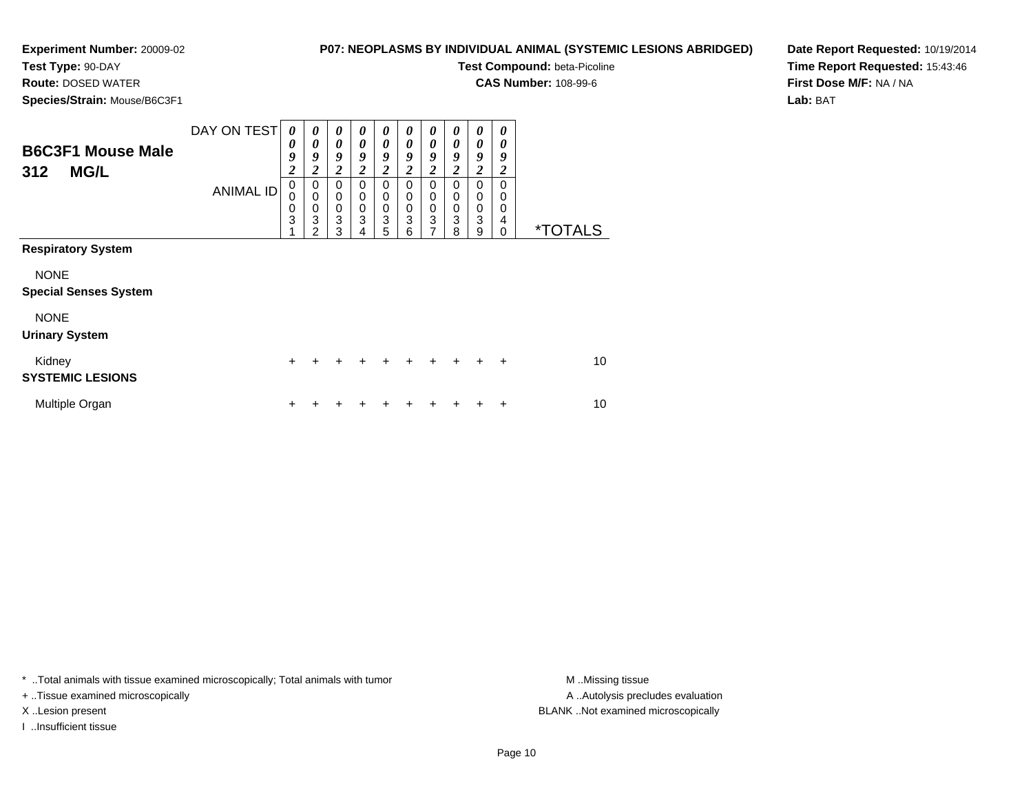**Experiment Number:** 20009-02
**Test Type:** 90-DAY
**Route:** DOSED WATER
**Species/Strain:** Mouse/B6C3F1

**P07: NEOPLASMS BY INDIVIDUAL ANIMAL (SYSTEMIC LESIONS ABRIDGED)**
**Test Compound:** beta-Picoline
**CAS Number:** 108-99-6

**Date Report Requested:** 10/19/2014
**Time Report Requested:** 15:43:46
**First Dose M/F:** NA / NA
**Lab:** BAT

## B6C3F1 Mouse Male 312 MG/L

| | | | | | | | | | | | |
|---|---|---|---|---|---|---|---|---|---|---|---|
| DAY ON TEST | 0092 | 0092 | 0092 | 0092 | 0092 | 0092 | 0092 | 0092 | 0092 | 0092 | |
| ANIMAL ID | 00031 | 00032 | 00033 | 00034 | 00035 | 00036 | 00037 | 00038 | 00039 | 00040 | *TOTALS |
| **Respiratory System** | | | | | | | | | | | |
| NONE | | | | | | | | | | | |
| **Special Senses System** | | | | | | | | | | | |
| NONE | | | | | | | | | | | |
| **Urinary System** | | | | | | | | | | | |
| Kidney | + | + | + | + | + | + | + | + | + | + | 10 |
| **SYSTEMIC LESIONS** | | | | | | | | | | | |
| Multiple Organ | + | + | + | + | + | + | + | + | + | + | 10 |

* ..Total animals with tissue examined microscopically; Total animals with tumor
+ ..Tissue examined microscopically
X ..Lesion present
I ..Insufficient tissue

M ..Missing tissue
A ..Autolysis precludes evaluation
BLANK ..Not examined microscopically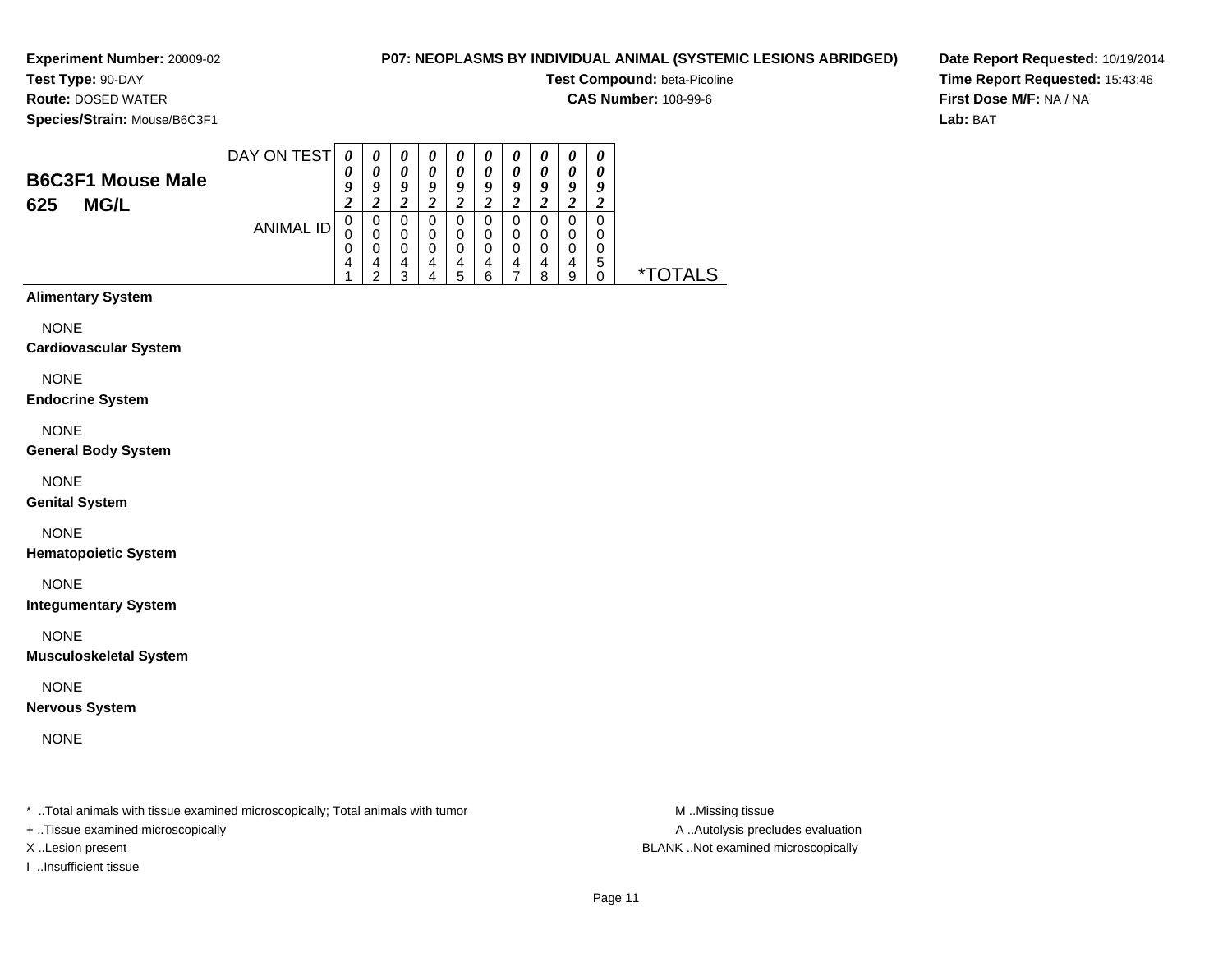**Experiment Number:** 20009-02
**Test Type:** 90-DAY
**Route:** DOSED WATER
**Species/Strain:** Mouse/B6C3F1

**P07: NEOPLASMS BY INDIVIDUAL ANIMAL (SYSTEMIC LESIONS ABRIDGED)**
**Test Compound:** beta-Picoline
**CAS Number:** 108-99-6

**Date Report Requested:** 10/19/2014
**Time Report Requested:** 15:43:46
**First Dose M/F:** NA / NA
**Lab:** BAT

## B6C3F1 Mouse Male
## 625 MG/L

| DAY ON TEST | 0092 | 0092 | 0092 | 0092 | 0092 | 0092 | 0092 | 0092 | 0092 | 0092 | |
|---|---|---|---|---|---|---|---|---|---|---|---|
| ANIMAL ID | 00041 | 00042 | 00043 | 00044 | 00045 | 00046 | 00047 | 00048 | 00049 | 00050 | *TOTALS |
| **Alimentary System** | | | | | | | | | | | |
| NONE | | | | | | | | | | | |
| **Cardiovascular System** | | | | | | | | | | | |
| NONE | | | | | | | | | | | |
| **Endocrine System** | | | | | | | | | | | |
| NONE | | | | | | | | | | | |
| **General Body System** | | | | | | | | | | | |
| NONE | | | | | | | | | | | |
| **Genital System** | | | | | | | | | | | |
| NONE | | | | | | | | | | | |
| **Hematopoietic System** | | | | | | | | | | | |
| NONE | | | | | | | | | | | |
| **Integumentary System** | | | | | | | | | | | |
| NONE | | | | | | | | | | | |
| **Musculoskeletal System** | | | | | | | | | | | |
| NONE | | | | | | | | | | | |
| **Nervous System** | | | | | | | | | | | |
| NONE | | | | | | | | | | | |

\* ..Total animals with tissue examined microscopically; Total animals with tumor
+ ..Tissue examined microscopically
X ..Lesion present
I ..Insufficient tissue

M ..Missing tissue
A ..Autolysis precludes evaluation
BLANK ..Not examined microscopically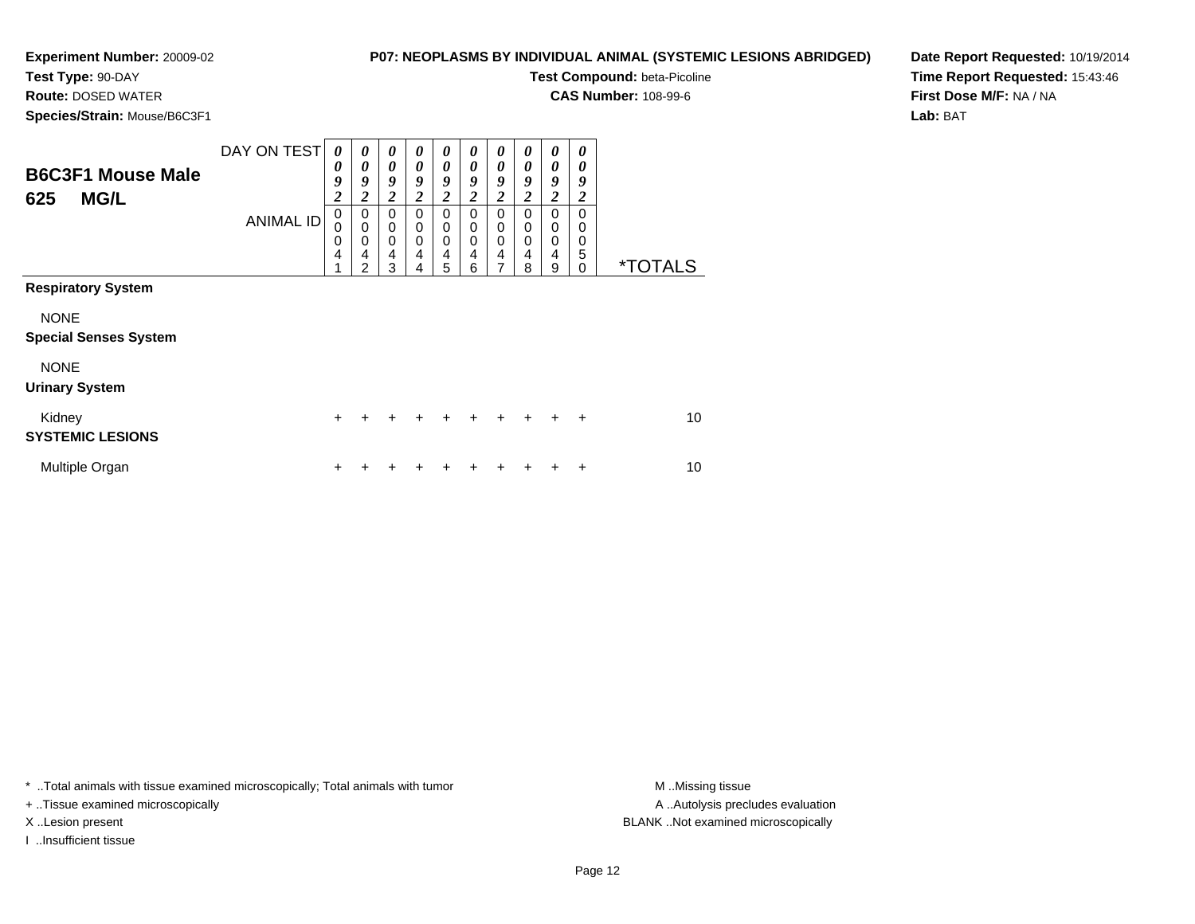**Experiment Number:** 20009-02
**Test Type:** 90-DAY
**Route:** DOSED WATER
**Species/Strain:** Mouse/B6C3F1

**P07: NEOPLASMS BY INDIVIDUAL ANIMAL (SYSTEMIC LESIONS ABRIDGED)**
**Test Compound:** beta-Picoline
**CAS Number:** 108-99-6

**Date Report Requested:** 10/19/2014
**Time Report Requested:** 15:43:46
**First Dose M/F:** NA / NA
**Lab:** BAT

## B6C3F1 Mouse Male 625 MG/L

| DAY ON TEST | 0092 | 0092 | 0092 | 0092 | 0092 | 0092 | 0092 | 0092 | 0092 | 0092 | |
|---|---|---|---|---|---|---|---|---|---|---|---|
| ANIMAL ID | 00041 | 00042 | 00043 | 00044 | 00045 | 00046 | 00047 | 00048 | 00049 | 00050 | *TOTALS |
| **Respiratory System** | | | | | | | | | | | |
| NONE | | | | | | | | | | | |
| **Special Senses System** | | | | | | | | | | | |
| NONE | | | | | | | | | | | |
| **Urinary System** | | | | | | | | | | | |
| Kidney | + | + | + | + | + | + | + | + | + | + | 10 |
| **SYSTEMIC LESIONS** | | | | | | | | | | | |
| Multiple Organ | + | + | + | + | + | + | + | + | + | + | 10 |

* ..Total animals with tissue examined microscopically; Total animals with tumor
+ ..Tissue examined microscopically
X ..Lesion present
I ..Insufficient tissue

M ..Missing tissue
A ..Autolysis precludes evaluation
BLANK ..Not examined microscopically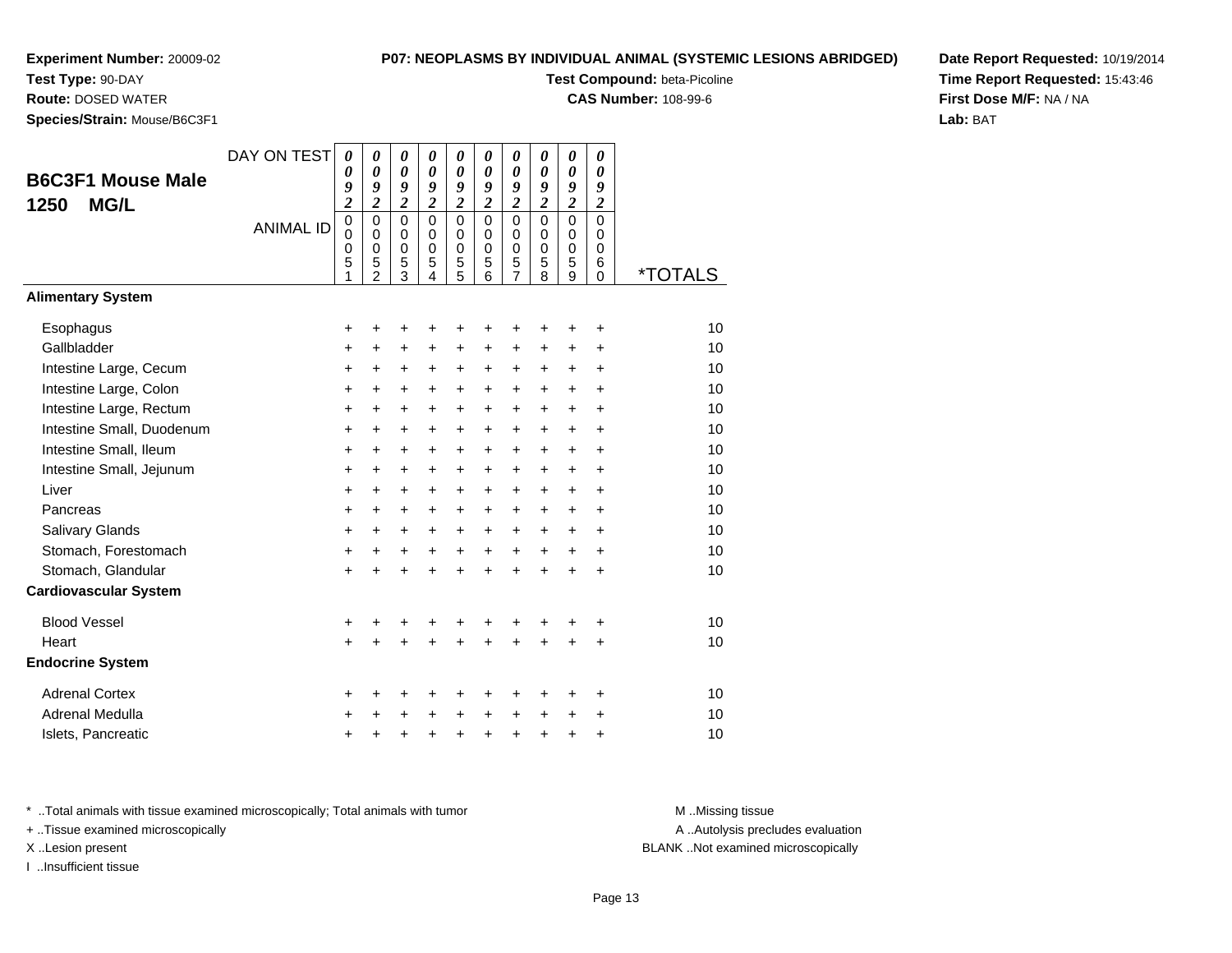**Experiment Number:** 20009-02
**Test Type:** 90-DAY
**Route:** DOSED WATER
**Species/Strain:** Mouse/B6C3F1

**P07: NEOPLASMS BY INDIVIDUAL ANIMAL (SYSTEMIC LESIONS ABRIDGED)**
**Test Compound:** beta-Picoline
**CAS Number:** 108-99-6

**Date Report Requested:** 10/19/2014
**Time Report Requested:** 15:43:46
**First Dose M/F:** NA / NA
**Lab:** BAT

## B6C3F1 Mouse Male 1250 MG/L

| DAY ON TEST | 0092 | 0092 | 0092 | 0092 | 0092 | 0092 | 0092 | 0092 | 0092 | 0092 | |
|---|---|---|---|---|---|---|---|---|---|---|---|
| ANIMAL ID | 00051 | 00052 | 00053 | 00054 | 00055 | 00056 | 00057 | 00058 | 00059 | 00060 | *TOTALS |
| **Alimentary System** | | | | | | | | | | | |
| Esophagus | + | + | + | + | + | + | + | + | + | + | 10 |
| Gallbladder | + | + | + | + | + | + | + | + | + | + | 10 |
| Intestine Large, Cecum | + | + | + | + | + | + | + | + | + | + | 10 |
| Intestine Large, Colon | + | + | + | + | + | + | + | + | + | + | 10 |
| Intestine Large, Rectum | + | + | + | + | + | + | + | + | + | + | 10 |
| Intestine Small, Duodenum | + | + | + | + | + | + | + | + | + | + | 10 |
| Intestine Small, Ileum | + | + | + | + | + | + | + | + | + | + | 10 |
| Intestine Small, Jejunum | + | + | + | + | + | + | + | + | + | + | 10 |
| Liver | + | + | + | + | + | + | + | + | + | + | 10 |
| Pancreas | + | + | + | + | + | + | + | + | + | + | 10 |
| Salivary Glands | + | + | + | + | + | + | + | + | + | + | 10 |
| Stomach, Forestomach | + | + | + | + | + | + | + | + | + | + | 10 |
| Stomach, Glandular | + | + | + | + | + | + | + | + | + | + | 10 |
| **Cardiovascular System** | | | | | | | | | | | |
| Blood Vessel | + | + | + | + | + | + | + | + | + | + | 10 |
| Heart | + | + | + | + | + | + | + | + | + | + | 10 |
| **Endocrine System** | | | | | | | | | | | |
| Adrenal Cortex | + | + | + | + | + | + | + | + | + | + | 10 |
| Adrenal Medulla | + | + | + | + | + | + | + | + | + | + | 10 |
| Islets, Pancreatic | + | + | + | + | + | + | + | + | + | + | 10 |

* ..Total animals with tissue examined microscopically; Total animals with tumor
+ ..Tissue examined microscopically
X ..Lesion present
I ..Insufficient tissue

M ..Missing tissue
A ..Autolysis precludes evaluation
BLANK ..Not examined microscopically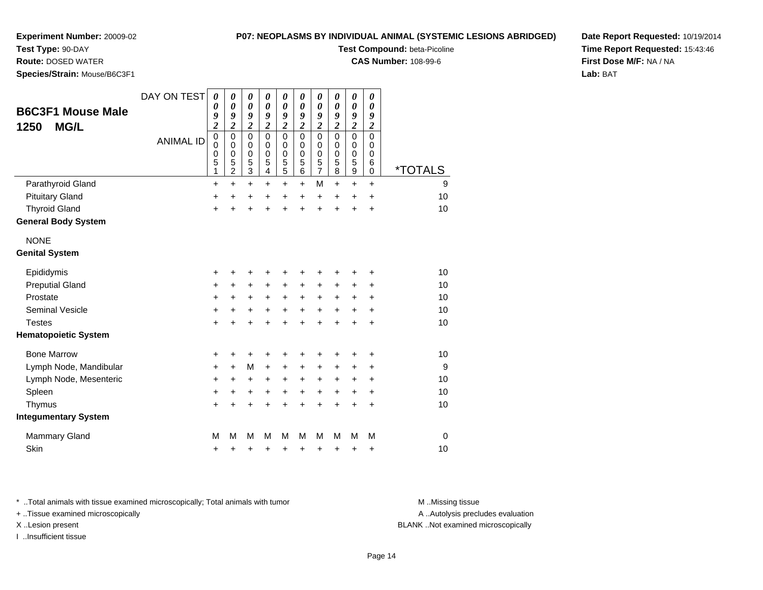**Experiment Number:** 20009-02
**Test Type:** 90-DAY
**Route:** DOSED WATER
**Species/Strain:** Mouse/B6C3F1

**P07: NEOPLASMS BY INDIVIDUAL ANIMAL (SYSTEMIC LESIONS ABRIDGED)**
**Test Compound:** beta-Picoline
**CAS Number:** 108-99-6

**Date Report Requested:** 10/19/2014
**Time Report Requested:** 15:43:46
**First Dose M/F:** NA / NA
**Lab:** BAT

## B6C3F1 Mouse Male 1250 MG/L

| DAY ON TEST | 0092 | 0092 | 0092 | 0092 | 0092 | 0092 | 0092 | 0092 | 0092 | 0092 | |
|---|---|---|---|---|---|---|---|---|---|---|---|
| ANIMAL ID | 00051 | 00052 | 00053 | 00054 | 00055 | 00056 | 00057 | 00058 | 00059 | 00060 | *TOTALS |
| Parathyroid Gland | + | + | + | + | + | + | M | + | + | + | 9 |
| Pituitary Gland | + | + | + | + | + | + | + | + | + | + | 10 |
| Thyroid Gland | + | + | + | + | + | + | + | + | + | + | 10 |
| **General Body System** | | | | | | | | | | | |
| NONE | | | | | | | | | | | |
| **Genital System** | | | | | | | | | | | |
| Epididymis | + | + | + | + | + | + | + | + | + | + | 10 |
| Preputial Gland | + | + | + | + | + | + | + | + | + | + | 10 |
| Prostate | + | + | + | + | + | + | + | + | + | + | 10 |
| Seminal Vesicle | + | + | + | + | + | + | + | + | + | + | 10 |
| Testes | + | + | + | + | + | + | + | + | + | + | 10 |
| **Hematopoietic System** | | | | | | | | | | | |
| Bone Marrow | + | + | + | + | + | + | + | + | + | + | 10 |
| Lymph Node, Mandibular | + | + | M | + | + | + | + | + | + | + | 9 |
| Lymph Node, Mesenteric | + | + | + | + | + | + | + | + | + | + | 10 |
| Spleen | + | + | + | + | + | + | + | + | + | + | 10 |
| Thymus | + | + | + | + | + | + | + | + | + | + | 10 |
| **Integumentary System** | | | | | | | | | | | |
| Mammary Gland | M | M | M | M | M | M | M | M | M | M | 0 |
| Skin | + | + | + | + | + | + | + | + | + | + | 10 |

* ..Total animals with tissue examined microscopically; Total animals with tumor
+ ..Tissue examined microscopically
X ..Lesion present
I ..Insufficient tissue

M ..Missing tissue
A ..Autolysis precludes evaluation
BLANK ..Not examined microscopically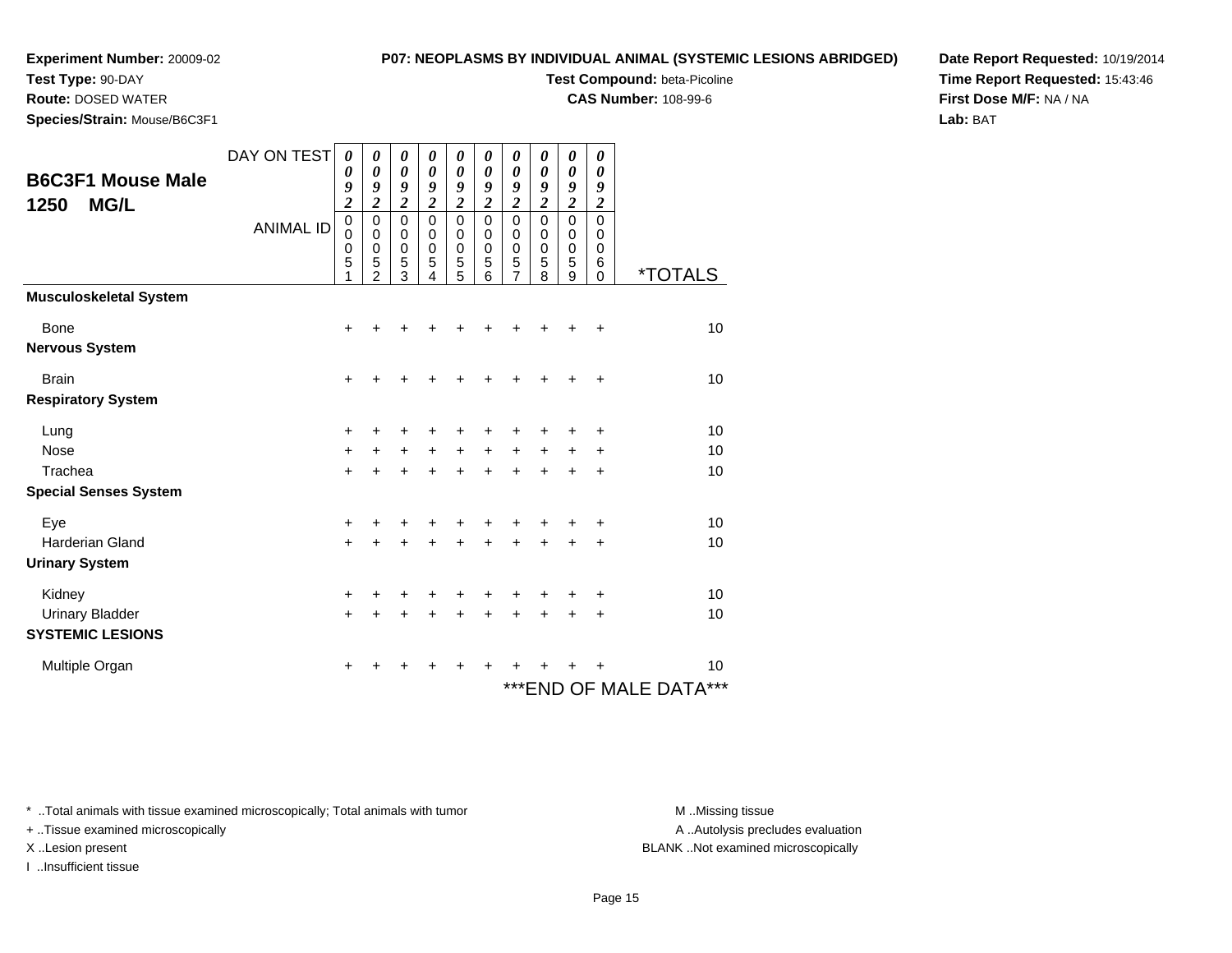**Experiment Number:** 20009-02
**Test Type:** 90-DAY
**Route:** DOSED WATER
**Species/Strain:** Mouse/B6C3F1

**P07: NEOPLASMS BY INDIVIDUAL ANIMAL (SYSTEMIC LESIONS ABRIDGED)**
**Test Compound:** beta-Picoline
**CAS Number:** 108-99-6

**Date Report Requested:** 10/19/2014
**Time Report Requested:** 15:43:46
**First Dose M/F:** NA / NA
**Lab:** BAT

## B6C3F1 Mouse Male 1250 MG/L

| DAY ON TEST | 0092 | 0092 | 0092 | 0092 | 0092 | 0092 | 0092 | 0092 | 0092 | 0092 | |
|---|---|---|---|---|---|---|---|---|---|---|---|
| ANIMAL ID | 00051 | 00052 | 00053 | 00054 | 00055 | 00056 | 00057 | 00058 | 00059 | 00060 | *TOTALS |
| **Musculoskeletal System** | | | | | | | | | | | |
| Bone | + | + | + | + | + | + | + | + | + | + | 10 |
| **Nervous System** | | | | | | | | | | | |
| Brain | + | + | + | + | + | + | + | + | + | + | 10 |
| **Respiratory System** | | | | | | | | | | | |
| Lung | + | + | + | + | + | + | + | + | + | + | 10 |
| Nose | + | + | + | + | + | + | + | + | + | + | 10 |
| Trachea | + | + | + | + | + | + | + | + | + | + | 10 |
| **Special Senses System** | | | | | | | | | | | |
| Eye | + | + | + | + | + | + | + | + | + | + | 10 |
| Harderian Gland | + | + | + | + | + | + | + | + | + | + | 10 |
| **Urinary System** | | | | | | | | | | | |
| Kidney | + | + | + | + | + | + | + | + | + | + | 10 |
| Urinary Bladder | + | + | + | + | + | + | + | + | + | + | 10 |
| **SYSTEMIC LESIONS** | | | | | | | | | | | |
| Multiple Organ | + | + | + | + | + | + | + | + | + | + | 10 |

***END OF MALE DATA***

* ..Total animals with tissue examined microscopically; Total animals with tumor
+ ..Tissue examined microscopically
X ..Lesion present
I ..Insufficient tissue

M ..Missing tissue
A ..Autolysis precludes evaluation
BLANK ..Not examined microscopically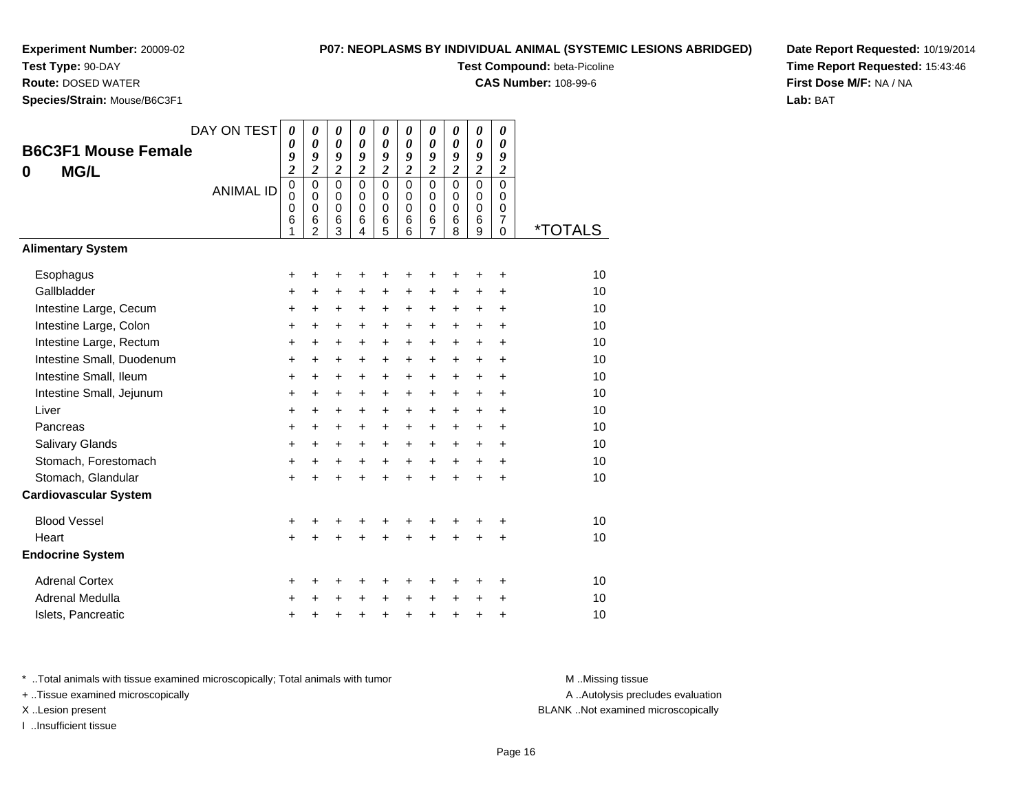**Experiment Number:** 20009-02
**Test Type:** 90-DAY
**Route:** DOSED WATER
**Species/Strain:** Mouse/B6C3F1

**P07: NEOPLASMS BY INDIVIDUAL ANIMAL (SYSTEMIC LESIONS ABRIDGED)**
**Test Compound:** beta-Picoline
**CAS Number:** 108-99-6

**Date Report Requested:** 10/19/2014
**Time Report Requested:** 15:43:46
**First Dose M/F:** NA / NA
**Lab:** BAT

## B6C3F1 Mouse Female
## 0 MG/L

| DAY ON TEST | 0092 | 0092 | 0092 | 0092 | 0092 | 0092 | 0092 | 0092 | 0092 | 0092 | |
|---|---|---|---|---|---|---|---|---|---|---|---|
| ANIMAL ID | 00061 | 00062 | 00063 | 00064 | 00065 | 00066 | 00067 | 00068 | 00069 | 00070 | *TOTALS |
| **Alimentary System** | | | | | | | | | | | |
| Esophagus | + | + | + | + | + | + | + | + | + | + | 10 |
| Gallbladder | + | + | + | + | + | + | + | + | + | + | 10 |
| Intestine Large, Cecum | + | + | + | + | + | + | + | + | + | + | 10 |
| Intestine Large, Colon | + | + | + | + | + | + | + | + | + | + | 10 |
| Intestine Large, Rectum | + | + | + | + | + | + | + | + | + | + | 10 |
| Intestine Small, Duodenum | + | + | + | + | + | + | + | + | + | + | 10 |
| Intestine Small, Ileum | + | + | + | + | + | + | + | + | + | + | 10 |
| Intestine Small, Jejunum | + | + | + | + | + | + | + | + | + | + | 10 |
| Liver | + | + | + | + | + | + | + | + | + | + | 10 |
| Pancreas | + | + | + | + | + | + | + | + | + | + | 10 |
| Salivary Glands | + | + | + | + | + | + | + | + | + | + | 10 |
| Stomach, Forestomach | + | + | + | + | + | + | + | + | + | + | 10 |
| Stomach, Glandular | + | + | + | + | + | + | + | + | + | + | 10 |
| **Cardiovascular System** | | | | | | | | | | | |
| Blood Vessel | + | + | + | + | + | + | + | + | + | + | 10 |
| Heart | + | + | + | + | + | + | + | + | + | + | 10 |
| **Endocrine System** | | | | | | | | | | | |
| Adrenal Cortex | + | + | + | + | + | + | + | + | + | + | 10 |
| Adrenal Medulla | + | + | + | + | + | + | + | + | + | + | 10 |
| Islets, Pancreatic | + | + | + | + | + | + | + | + | + | + | 10 |

* ..Total animals with tissue examined microscopically; Total animals with tumor
+ ..Tissue examined microscopically
X ..Lesion present
I ..Insufficient tissue

M ..Missing tissue
A ..Autolysis precludes evaluation
BLANK ..Not examined microscopically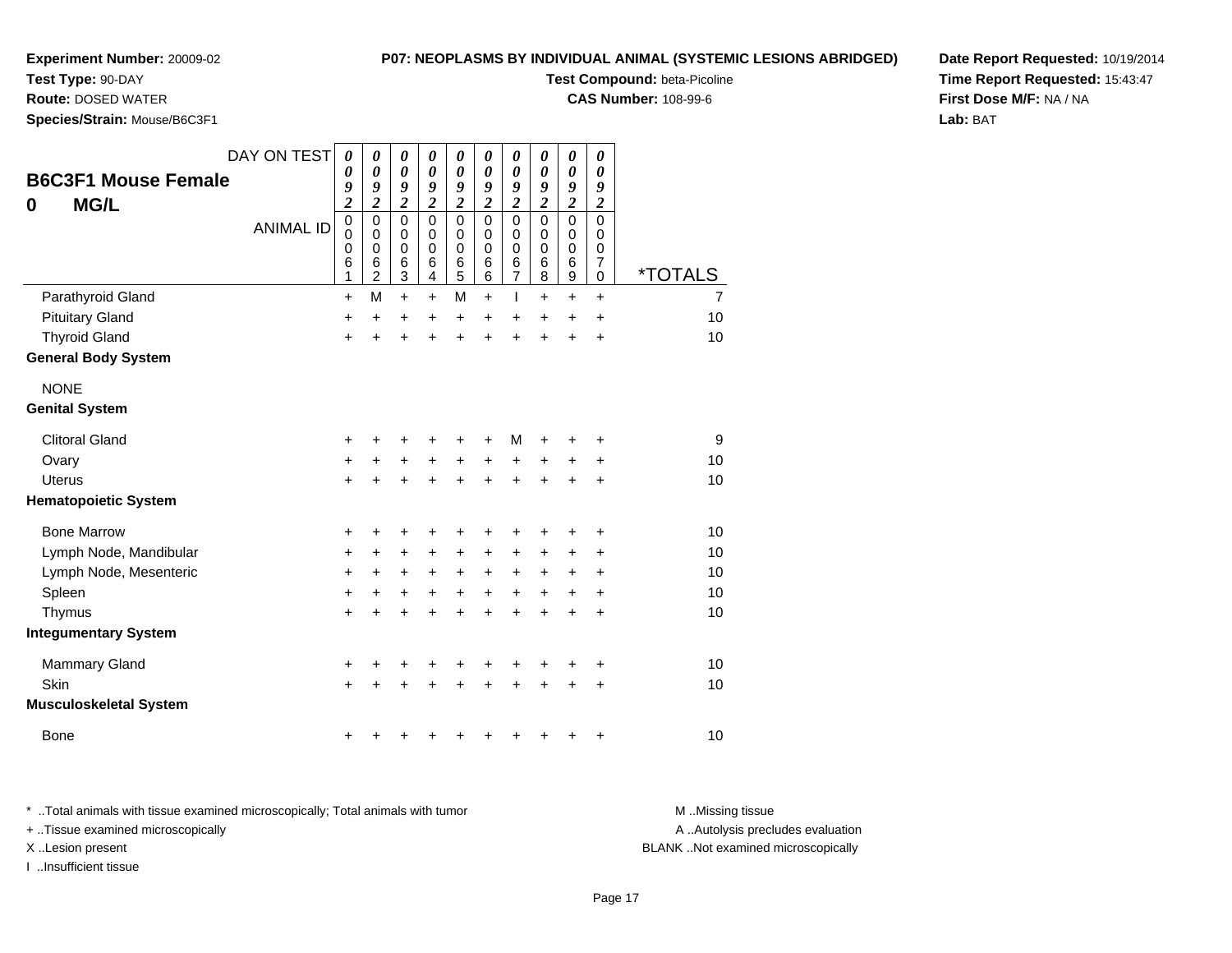**Experiment Number:** 20009-02
**Test Type:** 90-DAY
**Route:** DOSED WATER
**Species/Strain:** Mouse/B6C3F1

**P07: NEOPLASMS BY INDIVIDUAL ANIMAL (SYSTEMIC LESIONS ABRIDGED)**
**Test Compound:** beta-Picoline
**CAS Number:** 108-99-6

**Date Report Requested:** 10/19/2014
**Time Report Requested:** 15:43:47
**First Dose M/F:** NA / NA
**Lab:** BAT

## B6C3F1 Mouse Female
## 0 MG/L

| DAY ON TEST | 0092 | 0092 | 0092 | 0092 | 0092 | 0092 | 0092 | 0092 | 0092 | 0092 | |
|---|---|---|---|---|---|---|---|---|---|---|---|
| ANIMAL ID | 00061 | 00062 | 00063 | 00064 | 00065 | 00066 | 00067 | 00068 | 00069 | 00070 | *TOTALS |
| Parathyroid Gland | + | M | + | + | M | + | I | + | + | + | 7 |
| Pituitary Gland | + | + | + | + | + | + | + | + | + | + | 10 |
| Thyroid Gland | + | + | + | + | + | + | + | + | + | + | 10 |
| **General Body System** | | | | | | | | | | | |
| NONE | | | | | | | | | | | |
| **Genital System** | | | | | | | | | | | |
| Clitoral Gland | + | + | + | + | + | + | M | + | + | + | 9 |
| Ovary | + | + | + | + | + | + | + | + | + | + | 10 |
| Uterus | + | + | + | + | + | + | + | + | + | + | 10 |
| **Hematopoietic System** | | | | | | | | | | | |
| Bone Marrow | + | + | + | + | + | + | + | + | + | + | 10 |
| Lymph Node, Mandibular | + | + | + | + | + | + | + | + | + | + | 10 |
| Lymph Node, Mesenteric | + | + | + | + | + | + | + | + | + | + | 10 |
| Spleen | + | + | + | + | + | + | + | + | + | + | 10 |
| Thymus | + | + | + | + | + | + | + | + | + | + | 10 |
| **Integumentary System** | | | | | | | | | | | |
| Mammary Gland | + | + | + | + | + | + | + | + | + | + | 10 |
| Skin | + | + | + | + | + | + | + | + | + | + | 10 |
| **Musculoskeletal System** | | | | | | | | | | | |
| Bone | + | + | + | + | + | + | + | + | + | + | 10 |

* ..Total animals with tissue examined microscopically; Total animals with tumor
+ ..Tissue examined microscopically
X ..Lesion present
I ..Insufficient tissue

M ..Missing tissue
A ..Autolysis precludes evaluation
BLANK ..Not examined microscopically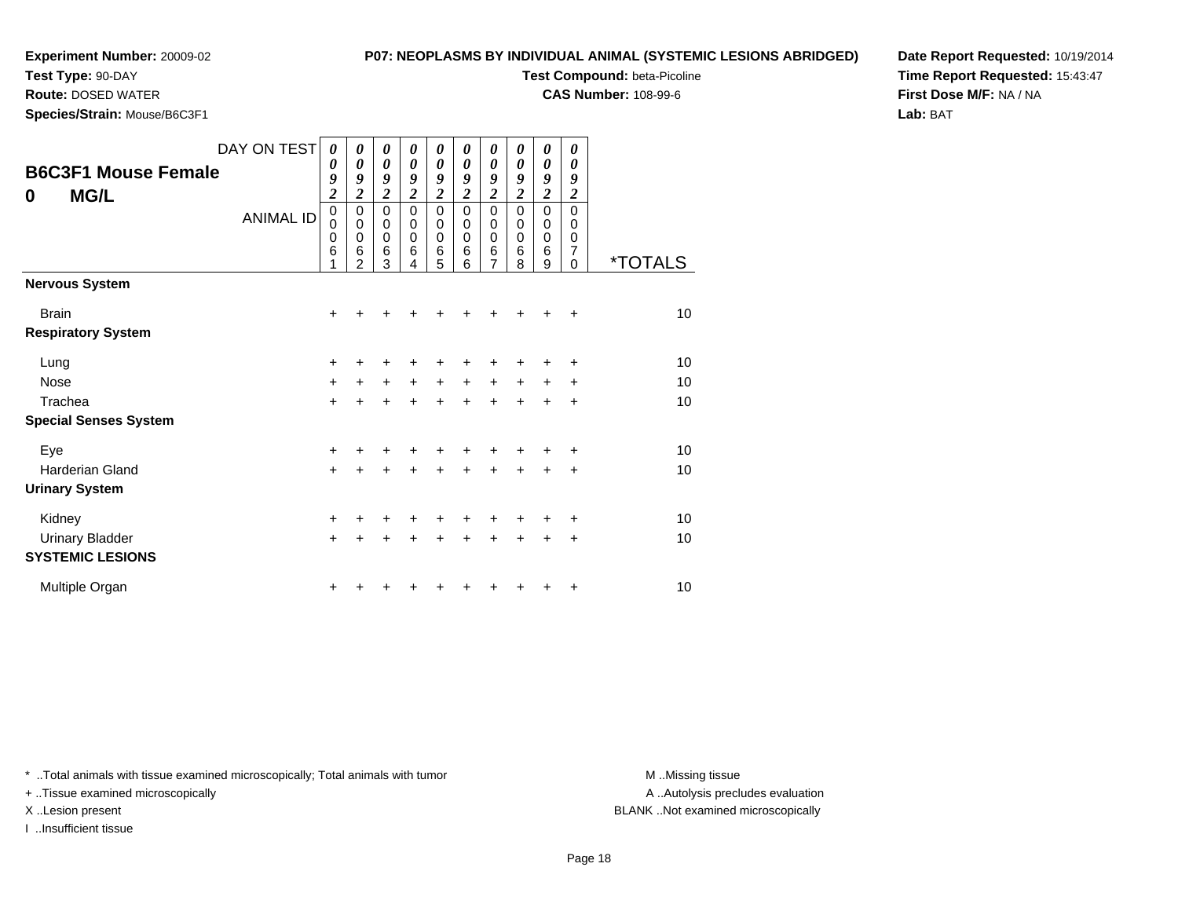**Experiment Number:** 20009-02
**Test Type:** 90-DAY
**Route:** DOSED WATER
**Species/Strain:** Mouse/B6C3F1

**P07: NEOPLASMS BY INDIVIDUAL ANIMAL (SYSTEMIC LESIONS ABRIDGED)**
**Test Compound:** beta-Picoline
**CAS Number:** 108-99-6

**Date Report Requested:** 10/19/2014
**Time Report Requested:** 15:43:47
**First Dose M/F:** NA / NA
**Lab:** BAT

## B6C3F1 Mouse Female
## 0 MG/L

| DAY ON TEST | 0092 | 0092 | 0092 | 0092 | 0092 | 0092 | 0092 | 0092 | 0092 | 0092 | |
|---|---|---|---|---|---|---|---|---|---|---|---|
| ANIMAL ID | 00061 | 00062 | 00063 | 00064 | 00065 | 00066 | 00067 | 00068 | 00069 | 00070 | *TOTALS |
| **Nervous System** | | | | | | | | | | | |
| Brain | + | + | + | + | + | + | + | + | + | + | 10 |
| **Respiratory System** | | | | | | | | | | | |
| Lung | + | + | + | + | + | + | + | + | + | + | 10 |
| Nose | + | + | + | + | + | + | + | + | + | + | 10 |
| Trachea | + | + | + | + | + | + | + | + | + | + | 10 |
| **Special Senses System** | | | | | | | | | | | |
| Eye | + | + | + | + | + | + | + | + | + | + | 10 |
| Harderian Gland | + | + | + | + | + | + | + | + | + | + | 10 |
| **Urinary System** | | | | | | | | | | | |
| Kidney | + | + | + | + | + | + | + | + | + | + | 10 |
| Urinary Bladder | + | + | + | + | + | + | + | + | + | + | 10 |
| **SYSTEMIC LESIONS** | | | | | | | | | | | |
| Multiple Organ | + | + | + | + | + | + | + | + | + | + | 10 |

* ..Total animals with tissue examined microscopically; Total animals with tumor
+ ..Tissue examined microscopically
X ..Lesion present
I ..Insufficient tissue

M ..Missing tissue
A ..Autolysis precludes evaluation
BLANK ..Not examined microscopically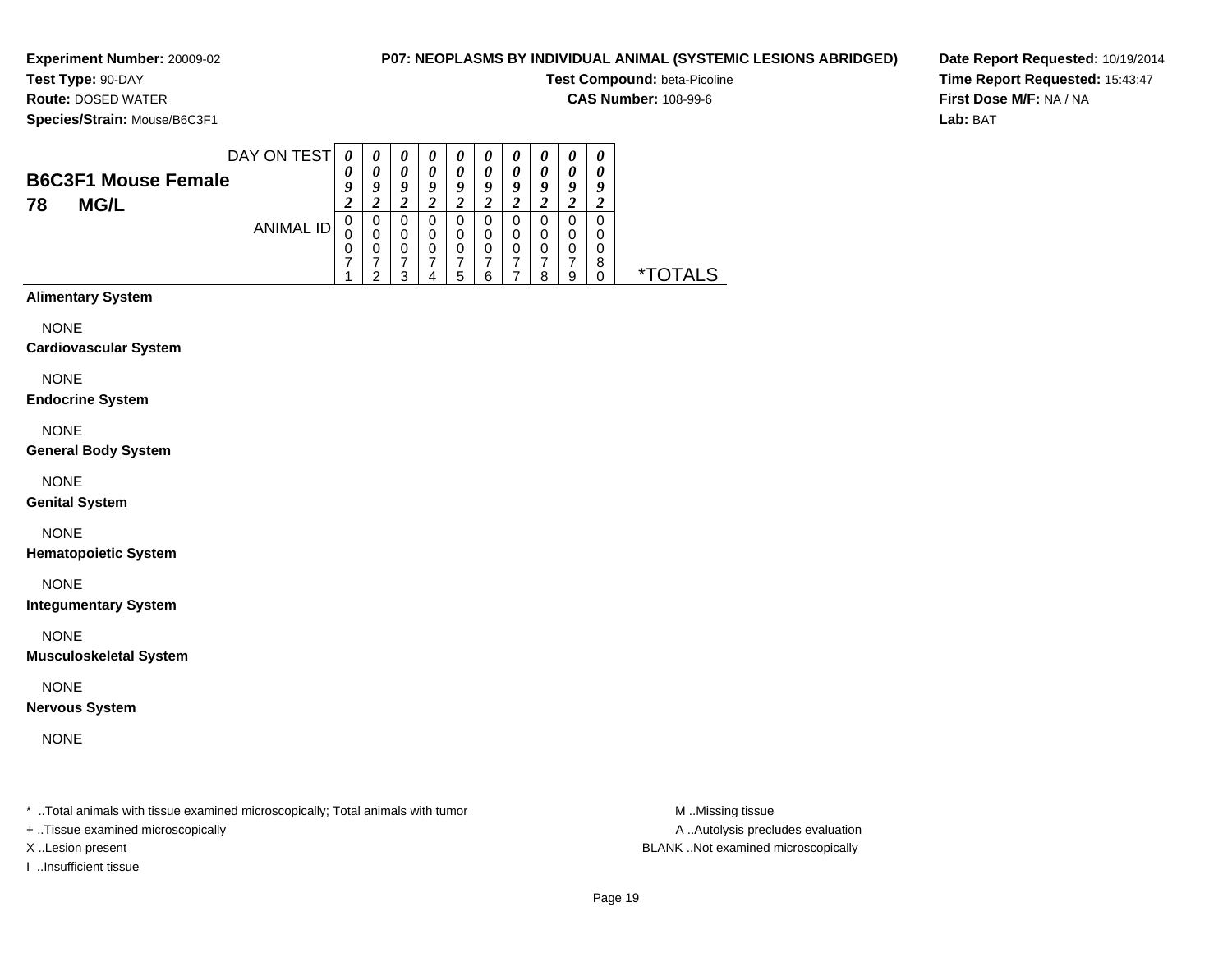**Experiment Number:** 20009-02
**Test Type:** 90-DAY
**Route:** DOSED WATER
**Species/Strain:** Mouse/B6C3F1

**P07: NEOPLASMS BY INDIVIDUAL ANIMAL (SYSTEMIC LESIONS ABRIDGED)**
**Test Compound:** beta-Picoline
**CAS Number:** 108-99-6

**Date Report Requested:** 10/19/2014
**Time Report Requested:** 15:43:47
**First Dose M/F:** NA / NA
**Lab:** BAT

## B6C3F1 Mouse Female
## 78 MG/L

| DAY ON TEST | 0092 | 0092 | 0092 | 0092 | 0092 | 0092 | 0092 | 0092 | 0092 | 0092 | |
|---|---|---|---|---|---|---|---|---|---|---|---|
| ANIMAL ID | 00071 | 00072 | 00073 | 00074 | 00075 | 00076 | 00077 | 00078 | 00079 | 00080 | *TOTALS |
| **Alimentary System** | | | | | | | | | | | |
| NONE | | | | | | | | | | | |
| **Cardiovascular System** | | | | | | | | | | | |
| NONE | | | | | | | | | | | |
| **Endocrine System** | | | | | | | | | | | |
| NONE | | | | | | | | | | | |
| **General Body System** | | | | | | | | | | | |
| NONE | | | | | | | | | | | |
| **Genital System** | | | | | | | | | | | |
| NONE | | | | | | | | | | | |
| **Hematopoietic System** | | | | | | | | | | | |
| NONE | | | | | | | | | | | |
| **Integumentary System** | | | | | | | | | | | |
| NONE | | | | | | | | | | | |
| **Musculoskeletal System** | | | | | | | | | | | |
| NONE | | | | | | | | | | | |
| **Nervous System** | | | | | | | | | | | |
| NONE | | | | | | | | | | | |

\* ..Total animals with tissue examined microscopically; Total animals with tumor
\+ ..Tissue examined microscopically
X ..Lesion present
I ..Insufficient tissue

M ..Missing tissue
A ..Autolysis precludes evaluation
BLANK ..Not examined microscopically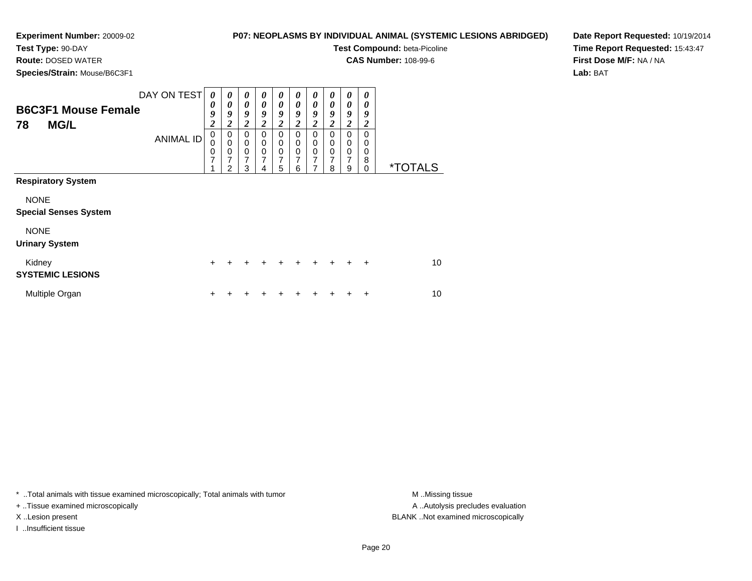**Experiment Number:** 20009-02
**Test Type:** 90-DAY
**Route:** DOSED WATER
**Species/Strain:** Mouse/B6C3F1

**P07: NEOPLASMS BY INDIVIDUAL ANIMAL (SYSTEMIC LESIONS ABRIDGED)**
**Test Compound:** beta-Picoline
**CAS Number:** 108-99-6

**Date Report Requested:** 10/19/2014
**Time Report Requested:** 15:43:47
**First Dose M/F:** NA / NA
**Lab:** BAT

**B6C3F1 Mouse Female**
**78 MG/L**

| DAY ON TEST | 0092 | 0092 | 0092 | 0092 | 0092 | 0092 | 0092 | 0092 | 0092 | 0092 | |
|---|---|---|---|---|---|---|---|---|---|---|---|
| ANIMAL ID | 00071 | 00072 | 00073 | 00074 | 00075 | 00076 | 00077 | 00078 | 00079 | 00080 | *TOTALS |
| **Respiratory System** | | | | | | | | | | | |
| NONE | | | | | | | | | | | |
| **Special Senses System** | | | | | | | | | | | |
| NONE | | | | | | | | | | | |
| **Urinary System** | | | | | | | | | | | |
| Kidney | + | + | + | + | + | + | + | + | + | + | 10 |
| **SYSTEMIC LESIONS** | | | | | | | | | | | |
| Multiple Organ | + | + | + | + | + | + | + | + | + | + | 10 |

* ..Total animals with tissue examined microscopically; Total animals with tumor
+ ..Tissue examined microscopically
X ..Lesion present
I ..Insufficient tissue

M ..Missing tissue
A ..Autolysis precludes evaluation
BLANK ..Not examined microscopically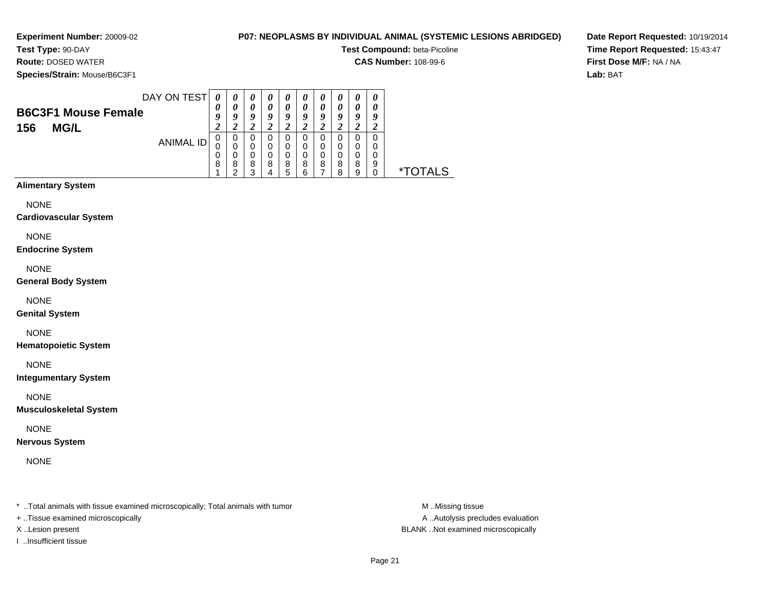**Experiment Number:** 20009-02
**Test Type:** 90-DAY
**Route:** DOSED WATER
**Species/Strain:** Mouse/B6C3F1

**P07: NEOPLASMS BY INDIVIDUAL ANIMAL (SYSTEMIC LESIONS ABRIDGED)**
**Test Compound:** beta-Picoline
**CAS Number:** 108-99-6

**Date Report Requested:** 10/19/2014
**Time Report Requested:** 15:43:47
**First Dose M/F:** NA / NA
**Lab:** BAT

## B6C3F1 Mouse Female
## 156 MG/L

| DAY ON TEST | 0092 | 0092 | 0092 | 0092 | 0092 | 0092 | 0092 | 0092 | 0092 | 0092 | |
|---|---|---|---|---|---|---|---|---|---|---|---|
| ANIMAL ID | 00081 | 00082 | 00083 | 00084 | 00085 | 00086 | 00087 | 00088 | 00089 | 00090 | *TOTALS |

**Alimentary System**

NONE

**Cardiovascular System**

NONE

**Endocrine System**

NONE

**General Body System**

NONE

**Genital System**

NONE

**Hematopoietic System**

NONE

**Integumentary System**

NONE

**Musculoskeletal System**

NONE

**Nervous System**

NONE

\* ..Total animals with tissue examined microscopically; Total animals with tumor
+ ..Tissue examined microscopically
X ..Lesion present
I ..Insufficient tissue

M ..Missing tissue
A ..Autolysis precludes evaluation
BLANK ..Not examined microscopically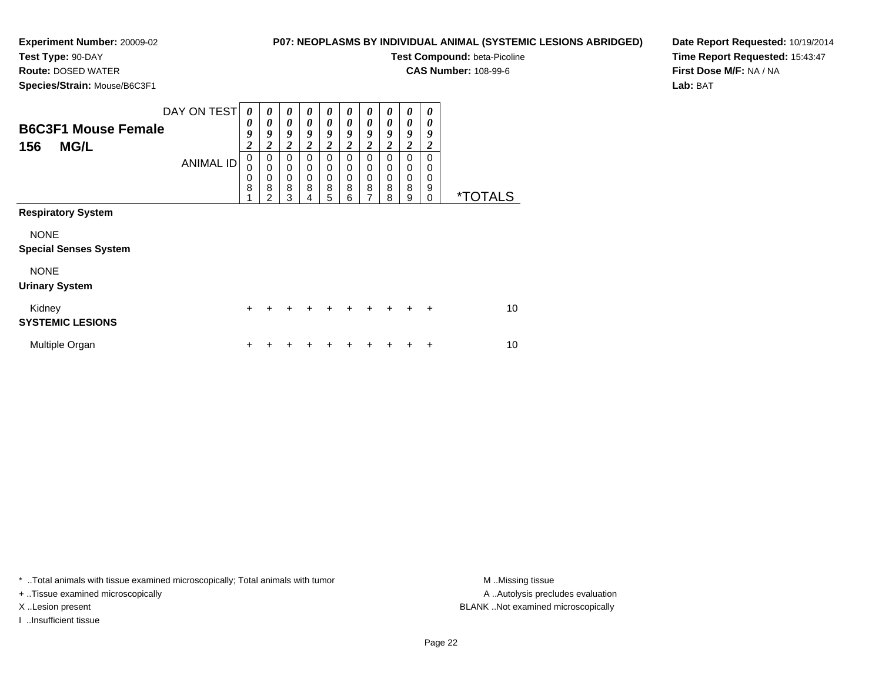**Experiment Number:** 20009-02
**Test Type:** 90-DAY
**Route:** DOSED WATER
**Species/Strain:** Mouse/B6C3F1

**P07: NEOPLASMS BY INDIVIDUAL ANIMAL (SYSTEMIC LESIONS ABRIDGED)**
**Test Compound:** beta-Picoline
**CAS Number:** 108-99-6

**Date Report Requested:** 10/19/2014
**Time Report Requested:** 15:43:47
**First Dose M/F:** NA / NA
**Lab:** BAT

## B6C3F1 Mouse Female
## 156 MG/L

| DAY ON TEST | 0092 | 0092 | 0092 | 0092 | 0092 | 0092 | 0092 | 0092 | 0092 | 0092 | |
|---|---|---|---|---|---|---|---|---|---|---|---|
| ANIMAL ID | 00081 | 00082 | 00083 | 00084 | 00085 | 00086 | 00087 | 00088 | 00089 | 00090 | *TOTALS |
| **Respiratory System** | | | | | | | | | | | |
| NONE | | | | | | | | | | | |
| **Special Senses System** | | | | | | | | | | | |
| NONE | | | | | | | | | | | |
| **Urinary System** | | | | | | | | | | | |
| Kidney | + | + | + | + | + | + | + | + | + | + | 10 |
| **SYSTEMIC LESIONS** | | | | | | | | | | | |
| Multiple Organ | + | + | + | + | + | + | + | + | + | + | 10 |

* ..Total animals with tissue examined microscopically; Total animals with tumor
+ ..Tissue examined microscopically
X ..Lesion present
I ..Insufficient tissue

M ..Missing tissue
A ..Autolysis precludes evaluation
BLANK ..Not examined microscopically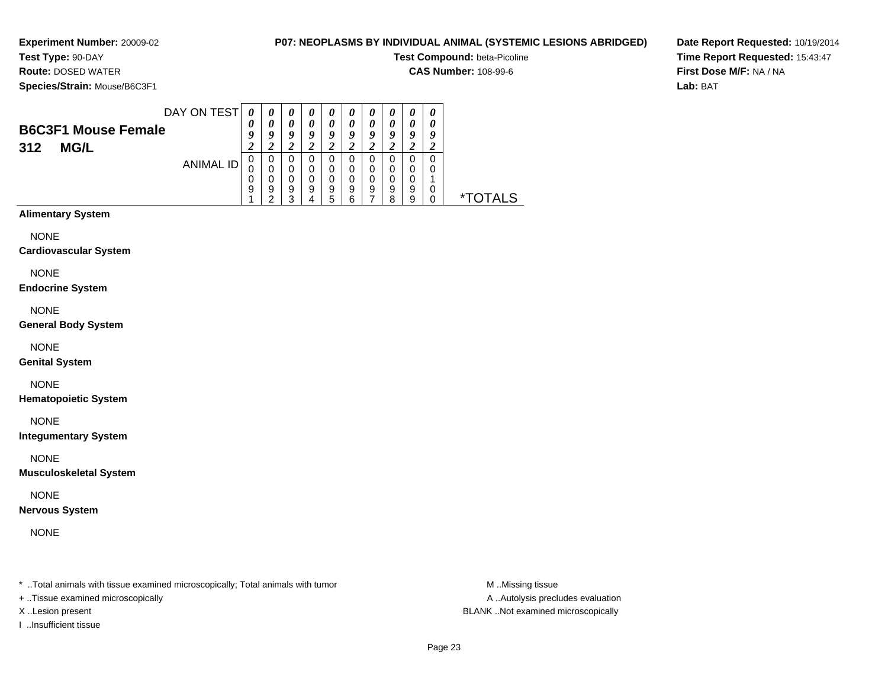**Experiment Number:** 20009-02
**Test Type:** 90-DAY
**Route:** DOSED WATER
**Species/Strain:** Mouse/B6C3F1

**P07: NEOPLASMS BY INDIVIDUAL ANIMAL (SYSTEMIC LESIONS ABRIDGED)**
**Test Compound:** beta-Picoline
**CAS Number:** 108-99-6

**Date Report Requested:** 10/19/2014
**Time Report Requested:** 15:43:47
**First Dose M/F:** NA / NA
**Lab:** BAT

## B6C3F1 Mouse Female
## 312 MG/L

| DAY ON TEST | 0092 | 0092 | 0092 | 0092 | 0092 | 0092 | 0092 | 0092 | 0092 | 0092 | |
|---|---|---|---|---|---|---|---|---|---|---|---|
| ANIMAL ID | 00091 | 00092 | 00093 | 00094 | 00095 | 00096 | 00097 | 00098 | 00099 | 00100 | *TOTALS |
| **Alimentary System** | | | | | | | | | | | |
| NONE | | | | | | | | | | | |
| **Cardiovascular System** | | | | | | | | | | | |
| NONE | | | | | | | | | | | |
| **Endocrine System** | | | | | | | | | | | |
| NONE | | | | | | | | | | | |
| **General Body System** | | | | | | | | | | | |
| NONE | | | | | | | | | | | |
| **Genital System** | | | | | | | | | | | |
| NONE | | | | | | | | | | | |
| **Hematopoietic System** | | | | | | | | | | | |
| NONE | | | | | | | | | | | |
| **Integumentary System** | | | | | | | | | | | |
| NONE | | | | | | | | | | | |
| **Musculoskeletal System** | | | | | | | | | | | |
| NONE | | | | | | | | | | | |
| **Nervous System** | | | | | | | | | | | |
| NONE | | | | | | | | | | | |

* ..Total animals with tissue examined microscopically; Total animals with tumor
+ ..Tissue examined microscopically
X ..Lesion present
I ..Insufficient tissue

M ..Missing tissue
A ..Autolysis precludes evaluation
BLANK ..Not examined microscopically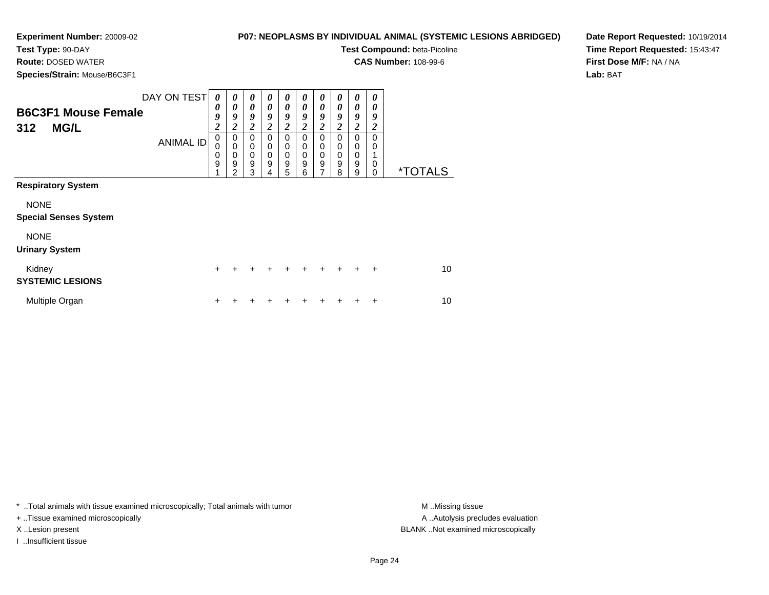**Experiment Number:** 20009-02
**Test Type:** 90-DAY
**Route:** DOSED WATER
**Species/Strain:** Mouse/B6C3F1

**P07: NEOPLASMS BY INDIVIDUAL ANIMAL (SYSTEMIC LESIONS ABRIDGED)**
**Test Compound:** beta-Picoline
**CAS Number:** 108-99-6

**Date Report Requested:** 10/19/2014
**Time Report Requested:** 15:43:47
**First Dose M/F:** NA / NA
**Lab:** BAT

## B6C3F1 Mouse Female
## 312 MG/L

| DAY ON TEST | 0092 | 0092 | 0092 | 0092 | 0092 | 0092 | 0092 | 0092 | 0092 | 0092 | |
|---|---|---|---|---|---|---|---|---|---|---|---|
| ANIMAL ID | 00091 | 00092 | 00093 | 00094 | 00095 | 00096 | 00097 | 00098 | 00099 | 00100 | *TOTALS |
| **Respiratory System** | | | | | | | | | | | |
| NONE | | | | | | | | | | | |
| **Special Senses System** | | | | | | | | | | | |
| NONE | | | | | | | | | | | |
| **Urinary System** | | | | | | | | | | | |
| Kidney | + | + | + | + | + | + | + | + | + | + | 10 |
| **SYSTEMIC LESIONS** | | | | | | | | | | | |
| Multiple Organ | + | + | + | + | + | + | + | + | + | + | 10 |

* ..Total animals with tissue examined microscopically; Total animals with tumor
+ ..Tissue examined microscopically
X ..Lesion present
I ..Insufficient tissue

M ..Missing tissue
A ..Autolysis precludes evaluation
BLANK ..Not examined microscopically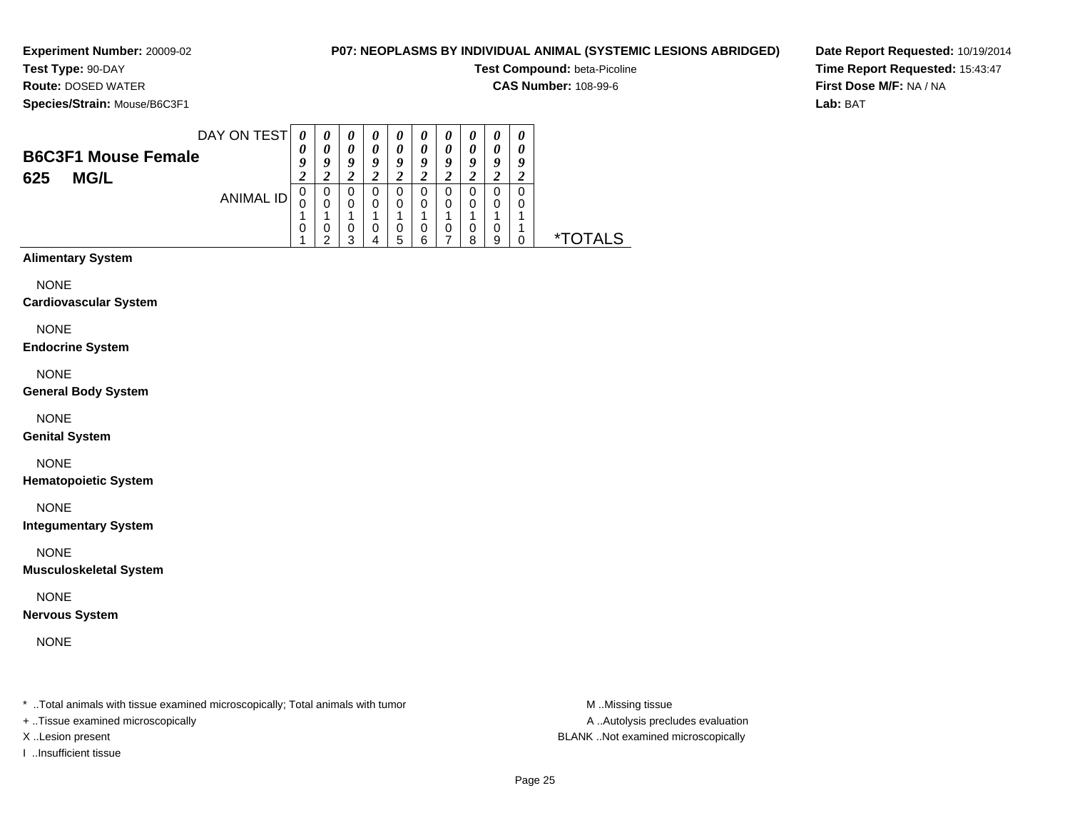**Experiment Number:** 20009-02
**Test Type:** 90-DAY
**Route:** DOSED WATER
**Species/Strain:** Mouse/B6C3F1

**P07: NEOPLASMS BY INDIVIDUAL ANIMAL (SYSTEMIC LESIONS ABRIDGED)**
**Test Compound:** beta-Picoline
**CAS Number:** 108-99-6

**Date Report Requested:** 10/19/2014
**Time Report Requested:** 15:43:47
**First Dose M/F:** NA / NA
**Lab:** BAT

## B6C3F1 Mouse Female 625 MG/L

| DAY ON TEST | 0092 | 0092 | 0092 | 0092 | 0092 | 0092 | 0092 | 0092 | 0092 | 0092 | |
|---|---|---|---|---|---|---|---|---|---|---|---|
| ANIMAL ID | 00101 | 00102 | 00103 | 00104 | 00105 | 00106 | 00107 | 00108 | 00109 | 00110 | *TOTALS |
| **Alimentary System** | | | | | | | | | | | |
| NONE | | | | | | | | | | | |
| **Cardiovascular System** | | | | | | | | | | | |
| NONE | | | | | | | | | | | |
| **Endocrine System** | | | | | | | | | | | |
| NONE | | | | | | | | | | | |
| **General Body System** | | | | | | | | | | | |
| NONE | | | | | | | | | | | |
| **Genital System** | | | | | | | | | | | |
| NONE | | | | | | | | | | | |
| **Hematopoietic System** | | | | | | | | | | | |
| NONE | | | | | | | | | | | |
| **Integumentary System** | | | | | | | | | | | |
| NONE | | | | | | | | | | | |
| **Musculoskeletal System** | | | | | | | | | | | |
| NONE | | | | | | | | | | | |
| **Nervous System** | | | | | | | | | | | |
| NONE | | | | | | | | | | | |

* ..Total animals with tissue examined microscopically; Total animals with tumor
+ ..Tissue examined microscopically
X ..Lesion present
I ..Insufficient tissue

M ..Missing tissue
A ..Autolysis precludes evaluation
BLANK ..Not examined microscopically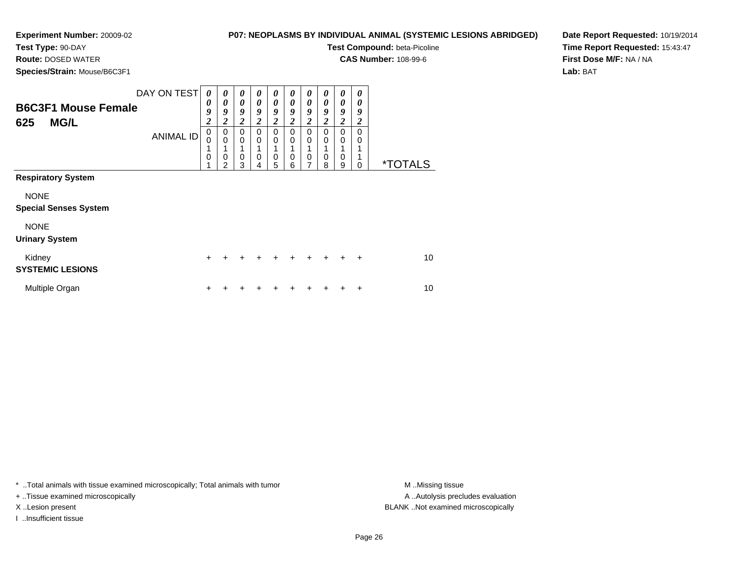**Experiment Number:** 20009-02
**Test Type:** 90-DAY
**Route:** DOSED WATER
**Species/Strain:** Mouse/B6C3F1

**P07: NEOPLASMS BY INDIVIDUAL ANIMAL (SYSTEMIC LESIONS ABRIDGED)**
**Test Compound:** beta-Picoline
**CAS Number:** 108-99-6

**Date Report Requested:** 10/19/2014
**Time Report Requested:** 15:43:47
**First Dose M/F:** NA / NA
**Lab:** BAT

## B6C3F1 Mouse Female 625 MG/L

| DAY ON TEST | 0092 | 0092 | 0092 | 0092 | 0092 | 0092 | 0092 | 0092 | 0092 | 0092 | |
|---|---|---|---|---|---|---|---|---|---|---|---|
| ANIMAL ID | 00101 | 00102 | 00103 | 00104 | 00105 | 00106 | 00107 | 00108 | 00109 | 00110 | *TOTALS |
| **Respiratory System** | | | | | | | | | | | |
| NONE | | | | | | | | | | | |
| **Special Senses System** | | | | | | | | | | | |
| NONE | | | | | | | | | | | |
| **Urinary System** | | | | | | | | | | | |
| Kidney | + | + | + | + | + | + | + | + | + | + | 10 |
| **SYSTEMIC LESIONS** | | | | | | | | | | | |
| Multiple Organ | + | + | + | + | + | + | + | + | + | + | 10 |

* ..Total animals with tissue examined microscopically; Total animals with tumor
+ ..Tissue examined microscopically
X ..Lesion present
I ..Insufficient tissue

M ..Missing tissue
A ..Autolysis precludes evaluation
BLANK ..Not examined microscopically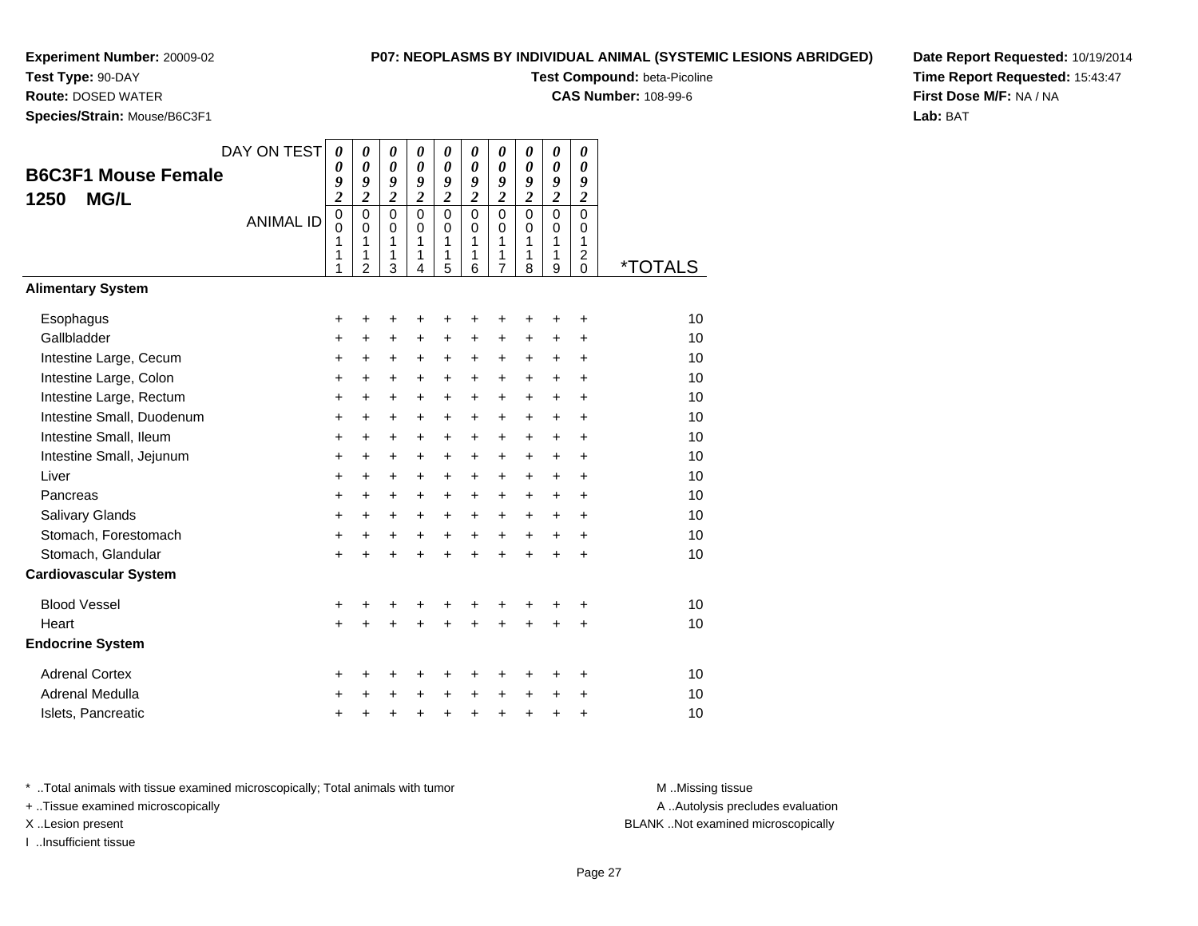**Experiment Number:** 20009-02
**Test Type:** 90-DAY
**Route:** DOSED WATER
**Species/Strain:** Mouse/B6C3F1

**P07: NEOPLASMS BY INDIVIDUAL ANIMAL (SYSTEMIC LESIONS ABRIDGED)**
**Test Compound:** beta-Picoline
**CAS Number:** 108-99-6

**Date Report Requested:** 10/19/2014
**Time Report Requested:** 15:43:47
**First Dose M/F:** NA / NA
**Lab:** BAT

## B6C3F1 Mouse Female 1250 MG/L

| DAY ON TEST | 0092 | 0092 | 0092 | 0092 | 0092 | 0092 | 0092 | 0092 | 0092 | 0092 | |
|---|---|---|---|---|---|---|---|---|---|---|---|
| ANIMAL ID | 00111 | 00112 | 00113 | 00114 | 00115 | 00116 | 00117 | 00118 | 00119 | 00120 | *TOTALS |
| **Alimentary System** | | | | | | | | | | | |
| Esophagus | + | + | + | + | + | + | + | + | + | + | 10 |
| Gallbladder | + | + | + | + | + | + | + | + | + | + | 10 |
| Intestine Large, Cecum | + | + | + | + | + | + | + | + | + | + | 10 |
| Intestine Large, Colon | + | + | + | + | + | + | + | + | + | + | 10 |
| Intestine Large, Rectum | + | + | + | + | + | + | + | + | + | + | 10 |
| Intestine Small, Duodenum | + | + | + | + | + | + | + | + | + | + | 10 |
| Intestine Small, Ileum | + | + | + | + | + | + | + | + | + | + | 10 |
| Intestine Small, Jejunum | + | + | + | + | + | + | + | + | + | + | 10 |
| Liver | + | + | + | + | + | + | + | + | + | + | 10 |
| Pancreas | + | + | + | + | + | + | + | + | + | + | 10 |
| Salivary Glands | + | + | + | + | + | + | + | + | + | + | 10 |
| Stomach, Forestomach | + | + | + | + | + | + | + | + | + | + | 10 |
| Stomach, Glandular | + | + | + | + | + | + | + | + | + | + | 10 |
| **Cardiovascular System** | | | | | | | | | | | |
| Blood Vessel | + | + | + | + | + | + | + | + | + | + | 10 |
| Heart | + | + | + | + | + | + | + | + | + | + | 10 |
| **Endocrine System** | | | | | | | | | | | |
| Adrenal Cortex | + | + | + | + | + | + | + | + | + | + | 10 |
| Adrenal Medulla | + | + | + | + | + | + | + | + | + | + | 10 |
| Islets, Pancreatic | + | + | + | + | + | + | + | + | + | + | 10 |

\* ..Total animals with tissue examined microscopically; Total animals with tumor
\+ ..Tissue examined microscopically
X ..Lesion present
I ..Insufficient tissue

M ..Missing tissue
A ..Autolysis precludes evaluation
BLANK ..Not examined microscopically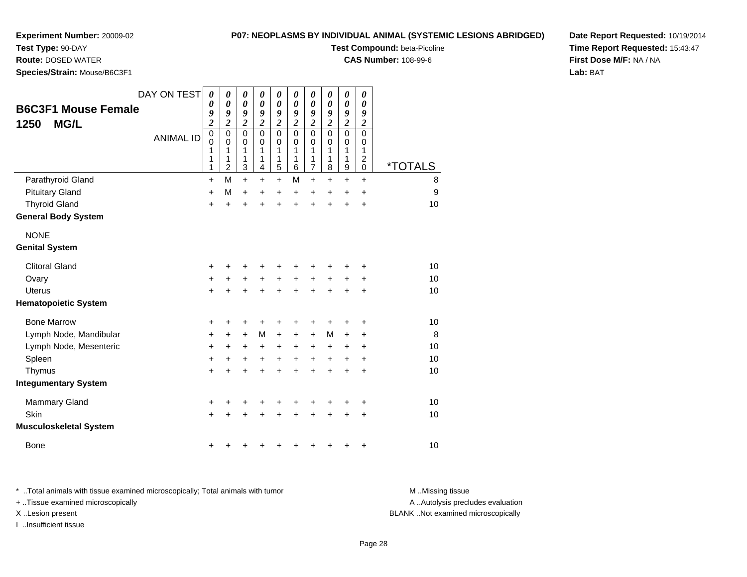**Experiment Number:** 20009-02
**Test Type:** 90-DAY
**Route:** DOSED WATER
**Species/Strain:** Mouse/B6C3F1

**P07: NEOPLASMS BY INDIVIDUAL ANIMAL (SYSTEMIC LESIONS ABRIDGED)**
**Test Compound:** beta-Picoline
**CAS Number:** 108-99-6

**Date Report Requested:** 10/19/2014
**Time Report Requested:** 15:43:47
**First Dose M/F:** NA / NA
**Lab:** BAT

## B6C3F1 Mouse Female
## 1250 MG/L

| DAY ON TEST | 0092 | 0092 | 0092 | 0092 | 0092 | 0092 | 0092 | 0092 | 0092 | 0092 | |
|---|---|---|---|---|---|---|---|---|---|---|---|
| ANIMAL ID | 00111 | 00112 | 00113 | 00114 | 00115 | 00116 | 00117 | 00118 | 00119 | 00120 | *TOTALS |
| Parathyroid Gland | + | M | + | + | + | M | + | + | + | + | 8 |
| Pituitary Gland | + | M | + | + | + | + | + | + | + | + | 9 |
| Thyroid Gland | + | + | + | + | + | + | + | + | + | + | 10 |
| **General Body System** | | | | | | | | | | | |
| NONE | | | | | | | | | | | |
| **Genital System** | | | | | | | | | | | |
| Clitoral Gland | + | + | + | + | + | + | + | + | + | + | 10 |
| Ovary | + | + | + | + | + | + | + | + | + | + | 10 |
| Uterus | + | + | + | + | + | + | + | + | + | + | 10 |
| **Hematopoietic System** | | | | | | | | | | | |
| Bone Marrow | + | + | + | + | + | + | + | + | + | + | 10 |
| Lymph Node, Mandibular | + | + | + | M | + | + | + | M | + | + | 8 |
| Lymph Node, Mesenteric | + | + | + | + | + | + | + | + | + | + | 10 |
| Spleen | + | + | + | + | + | + | + | + | + | + | 10 |
| Thymus | + | + | + | + | + | + | + | + | + | + | 10 |
| **Integumentary System** | | | | | | | | | | | |
| Mammary Gland | + | + | + | + | + | + | + | + | + | + | 10 |
| Skin | + | + | + | + | + | + | + | + | + | + | 10 |
| **Musculoskeletal System** | | | | | | | | | | | |
| Bone | + | + | + | + | + | + | + | + | + | + | 10 |

* ..Total animals with tissue examined microscopically; Total animals with tumor
+ ..Tissue examined microscopically
X ..Lesion present
I ..Insufficient tissue

M ..Missing tissue
A ..Autolysis precludes evaluation
BLANK ..Not examined microscopically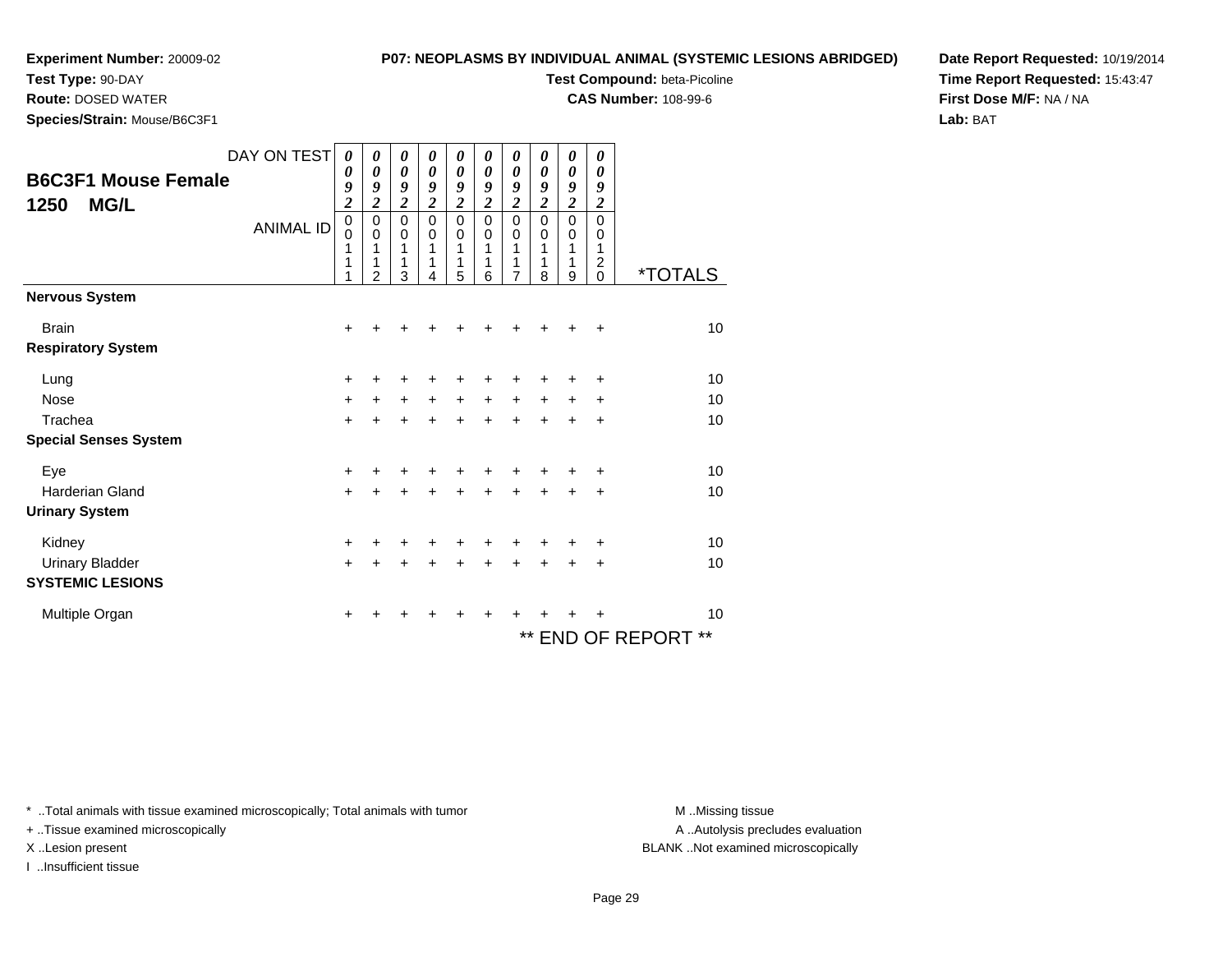**Experiment Number:** 20009-02
**Test Type:** 90-DAY
**Route:** DOSED WATER
**Species/Strain:** Mouse/B6C3F1

**P07: NEOPLASMS BY INDIVIDUAL ANIMAL (SYSTEMIC LESIONS ABRIDGED)**
**Test Compound:** beta-Picoline
**CAS Number:** 108-99-6

**Date Report Requested:** 10/19/2014
**Time Report Requested:** 15:43:47
**First Dose M/F:** NA / NA
**Lab:** BAT

## B6C3F1 Mouse Female
## 1250 MG/L

| DAY ON TEST | 0092 | 0092 | 0092 | 0092 | 0092 | 0092 | 0092 | 0092 | 0092 | 0092 | |
|---|---|---|---|---|---|---|---|---|---|---|---|
| ANIMAL ID | 00111 | 00112 | 00113 | 00114 | 00115 | 00116 | 00117 | 00118 | 00119 | 00120 | *TOTALS |
| **Nervous System** | | | | | | | | | | | |
| Brain | + | + | + | + | + | + | + | + | + | + | 10 |
| **Respiratory System** | | | | | | | | | | | |
| Lung | + | + | + | + | + | + | + | + | + | + | 10 |
| Nose | + | + | + | + | + | + | + | + | + | + | 10 |
| Trachea | + | + | + | + | + | + | + | + | + | + | 10 |
| **Special Senses System** | | | | | | | | | | | |
| Eye | + | + | + | + | + | + | + | + | + | + | 10 |
| Harderian Gland | + | + | + | + | + | + | + | + | + | + | 10 |
| **Urinary System** | | | | | | | | | | | |
| Kidney | + | + | + | + | + | + | + | + | + | + | 10 |
| Urinary Bladder | + | + | + | + | + | + | + | + | + | + | 10 |
| **SYSTEMIC LESIONS** | | | | | | | | | | | |
| Multiple Organ | + | + | + | + | + | + | + | + | + | + | 10 |

** END OF REPORT **

* ..Total animals with tissue examined microscopically; Total animals with tumor
+ ..Tissue examined microscopically
X ..Lesion present
I ..Insufficient tissue

M ..Missing tissue
A ..Autolysis precludes evaluation
BLANK ..Not examined microscopically